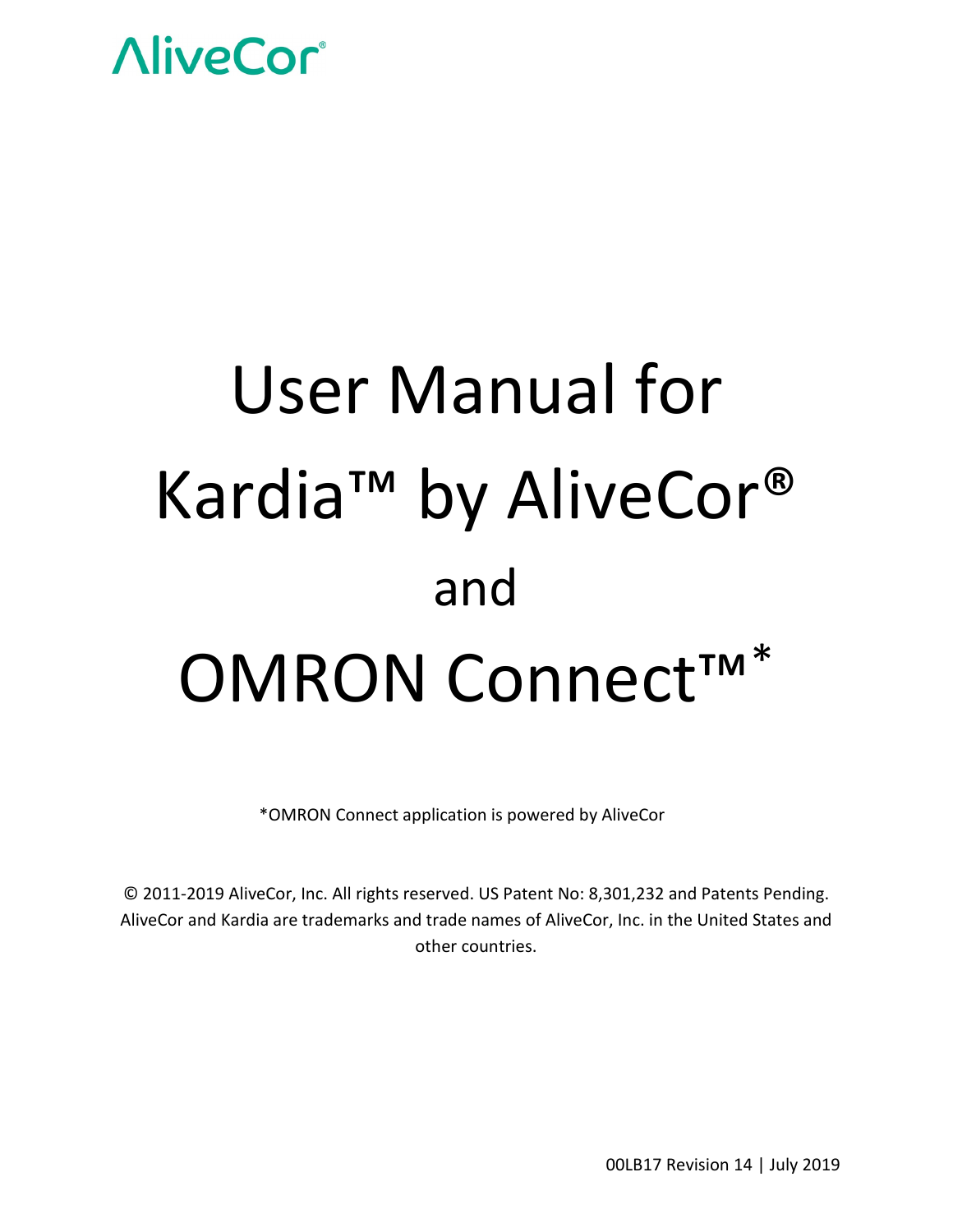AliveCor®

# User Manual for Kardia™ by AliveCor® and OMRON Connect™*

*OMRON Connect application is powered by AliveCor

© 2011-2019 AliveCor, Inc. All rights reserved. US Patent No: 8,301,232 and Patents Pending. AliveCor and Kardia are trademarks and trade names of AliveCor, Inc. in the United States and other countries.

00LB17 Revision 14 | July 2019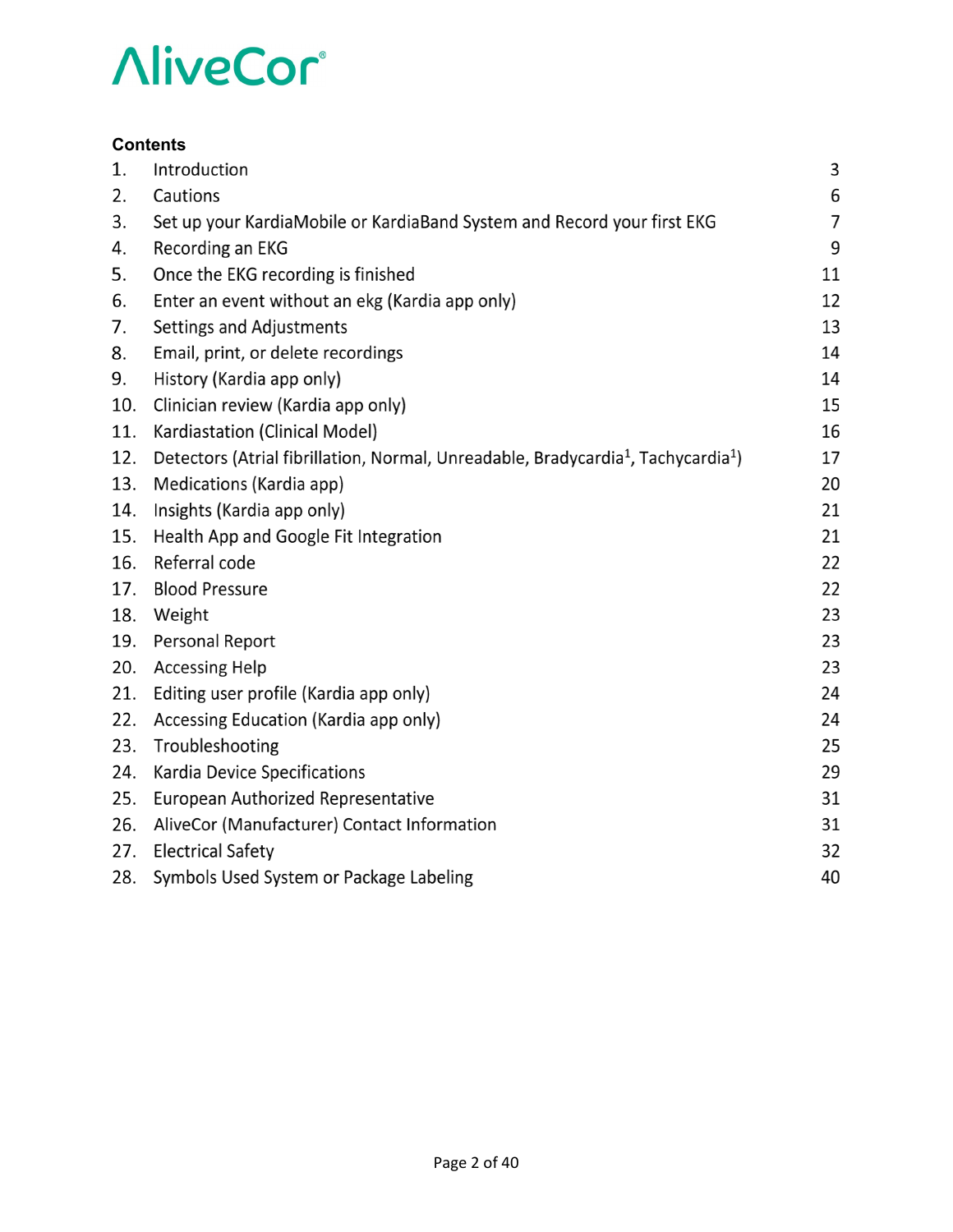# AliveCor®

**Contents**

| | | |
|---|---|---|
| 1. | Introduction | 3 |
| 2. | Cautions | 6 |
| 3. | Set up your KardiaMobile or KardiaBand System and Record your first EKG | 7 |
| 4. | Recording an EKG | 9 |
| 5. | Once the EKG recording is finished | 11 |
| 6. | Enter an event without an ekg (Kardia app only) | 12 |
| 7. | Settings and Adjustments | 13 |
| 8. | Email, print, or delete recordings | 14 |
| 9. | History (Kardia app only) | 14 |
| 10. | Clinician review (Kardia app only) | 15 |
| 11. | Kardiastation (Clinical Model) | 16 |
| 12. | Detectors (Atrial fibrillation, Normal, Unreadable, Bradycardia[1], Tachycardia[1]) | 17 |
| 13. | Medications (Kardia app) | 20 |
| 14. | Insights (Kardia app only) | 21 |
| 15. | Health App and Google Fit Integration | 21 |
| 16. | Referral code | 22 |
| 17. | Blood Pressure | 22 |
| 18. | Weight | 23 |
| 19. | Personal Report | 23 |
| 20. | Accessing Help | 23 |
| 21. | Editing user profile (Kardia app only) | 24 |
| 22. | Accessing Education (Kardia app only) | 24 |
| 23. | Troubleshooting | 25 |
| 24. | Kardia Device Specifications | 29 |
| 25. | European Authorized Representative | 31 |
| 26. | AliveCor (Manufacturer) Contact Information | 31 |
| 27. | Electrical Safety | 32 |
| 28. | Symbols Used System or Package Labeling | 40 |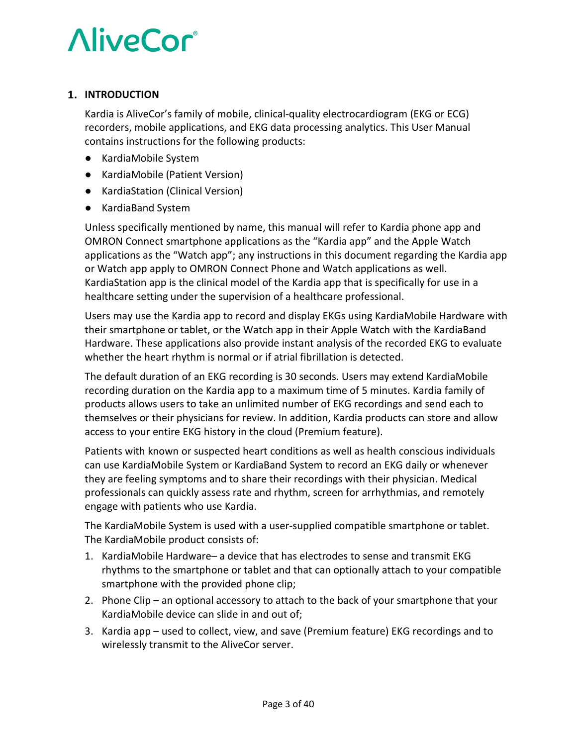## 1. INTRODUCTION

Kardia is AliveCor's family of mobile, clinical-quality electrocardiogram (EKG or ECG) recorders, mobile applications, and EKG data processing analytics. This User Manual contains instructions for the following products:

- KardiaMobile System
- KardiaMobile (Patient Version)
- KardiaStation (Clinical Version)
- KardiaBand System

Unless specifically mentioned by name, this manual will refer to Kardia phone app and OMRON Connect smartphone applications as the "Kardia app" and the Apple Watch applications as the "Watch app"; any instructions in this document regarding the Kardia app or Watch app apply to OMRON Connect Phone and Watch applications as well. KardiaStation app is the clinical model of the Kardia app that is specifically for use in a healthcare setting under the supervision of a healthcare professional.

Users may use the Kardia app to record and display EKGs using KardiaMobile Hardware with their smartphone or tablet, or the Watch app in their Apple Watch with the KardiaBand Hardware. These applications also provide instant analysis of the recorded EKG to evaluate whether the heart rhythm is normal or if atrial fibrillation is detected.

The default duration of an EKG recording is 30 seconds. Users may extend KardiaMobile recording duration on the Kardia app to a maximum time of 5 minutes. Kardia family of products allows users to take an unlimited number of EKG recordings and send each to themselves or their physicians for review. In addition, Kardia products can store and allow access to your entire EKG history in the cloud (Premium feature).

Patients with known or suspected heart conditions as well as health conscious individuals can use KardiaMobile System or KardiaBand System to record an EKG daily or whenever they are feeling symptoms and to share their recordings with their physician. Medical professionals can quickly assess rate and rhythm, screen for arrhythmias, and remotely engage with patients who use Kardia.

The KardiaMobile System is used with a user-supplied compatible smartphone or tablet. The KardiaMobile product consists of:

1. KardiaMobile Hardware– a device that has electrodes to sense and transmit EKG rhythms to the smartphone or tablet and that can optionally attach to your compatible smartphone with the provided phone clip;
2. Phone Clip – an optional accessory to attach to the back of your smartphone that your KardiaMobile device can slide in and out of;
3. Kardia app – used to collect, view, and save (Premium feature) EKG recordings and to wirelessly transmit to the AliveCor server.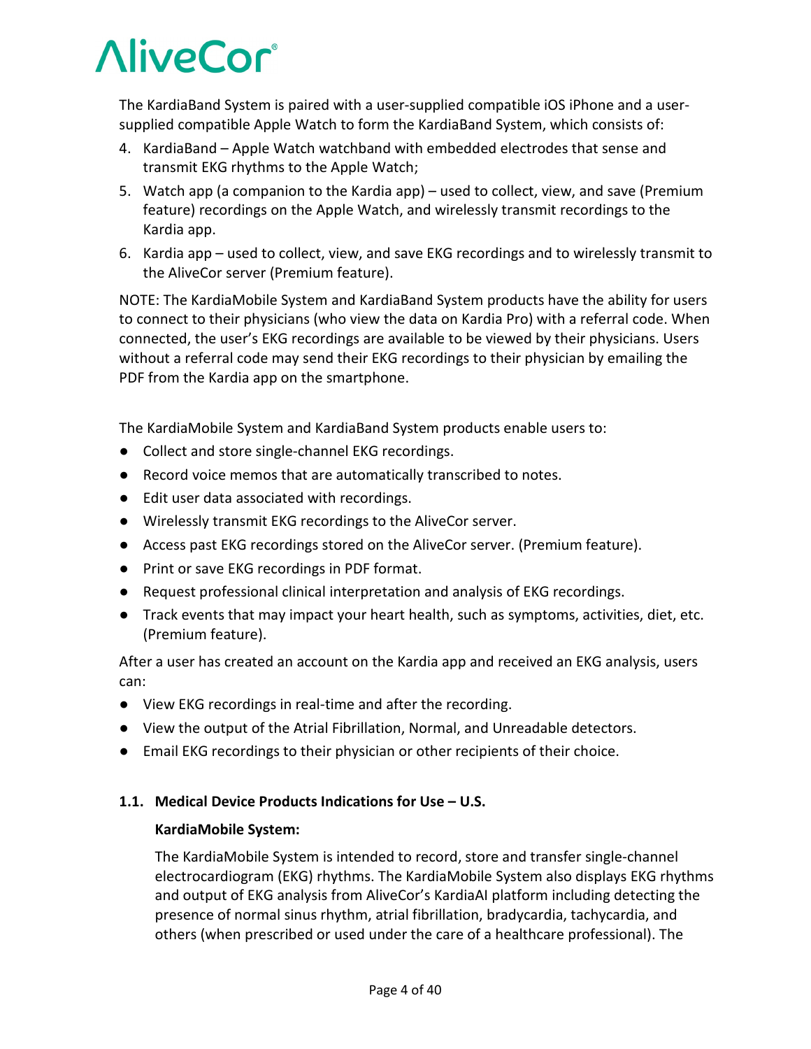The KardiaBand System is paired with a user-supplied compatible iOS iPhone and a user-supplied compatible Apple Watch to form the KardiaBand System, which consists of:

4. KardiaBand – Apple Watch watchband with embedded electrodes that sense and transmit EKG rhythms to the Apple Watch;
5. Watch app (a companion to the Kardia app) – used to collect, view, and save (Premium feature) recordings on the Apple Watch, and wirelessly transmit recordings to the Kardia app.
6. Kardia app – used to collect, view, and save EKG recordings and to wirelessly transmit to the AliveCor server (Premium feature).

NOTE: The KardiaMobile System and KardiaBand System products have the ability for users to connect to their physicians (who view the data on Kardia Pro) with a referral code. When connected, the user's EKG recordings are available to be viewed by their physicians. Users without a referral code may send their EKG recordings to their physician by emailing the PDF from the Kardia app on the smartphone.

The KardiaMobile System and KardiaBand System products enable users to:

- Collect and store single-channel EKG recordings.
- Record voice memos that are automatically transcribed to notes.
- Edit user data associated with recordings.
- Wirelessly transmit EKG recordings to the AliveCor server.
- Access past EKG recordings stored on the AliveCor server. (Premium feature).
- Print or save EKG recordings in PDF format.
- Request professional clinical interpretation and analysis of EKG recordings.
- Track events that may impact your heart health, such as symptoms, activities, diet, etc. (Premium feature).

After a user has created an account on the Kardia app and received an EKG analysis, users can:

- View EKG recordings in real-time and after the recording.
- View the output of the Atrial Fibrillation, Normal, and Unreadable detectors.
- Email EKG recordings to their physician or other recipients of their choice.

### 1.1. Medical Device Products Indications for Use – U.S.

**KardiaMobile System:**

The KardiaMobile System is intended to record, store and transfer single-channel electrocardiogram (EKG) rhythms. The KardiaMobile System also displays EKG rhythms and output of EKG analysis from AliveCor's KardiaAI platform including detecting the presence of normal sinus rhythm, atrial fibrillation, bradycardia, tachycardia, and others (when prescribed or used under the care of a healthcare professional). The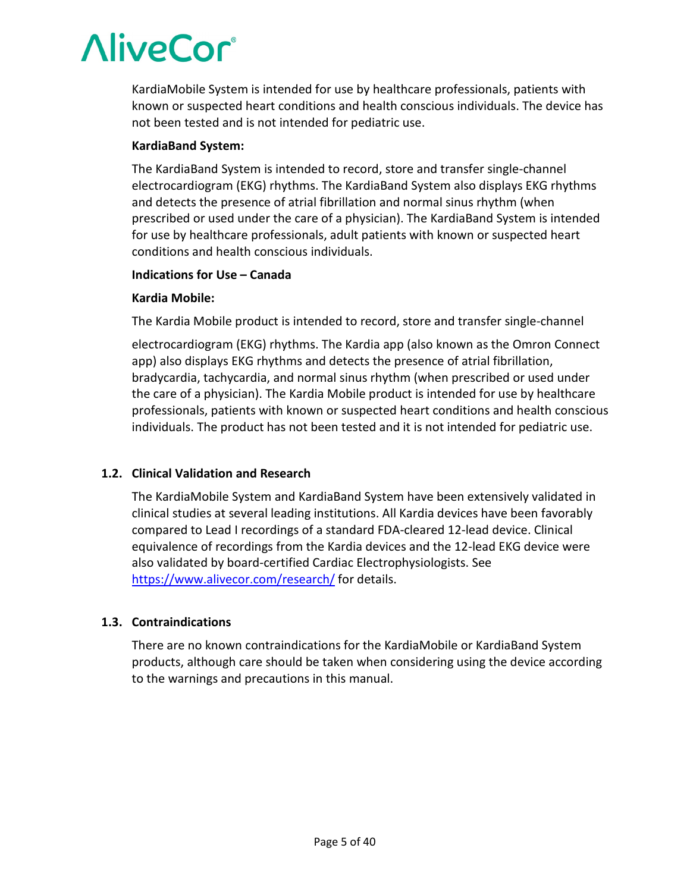KardiaMobile System is intended for use by healthcare professionals, patients with known or suspected heart conditions and health conscious individuals. The device has not been tested and is not intended for pediatric use.

**KardiaBand System:**

The KardiaBand System is intended to record, store and transfer single-channel electrocardiogram (EKG) rhythms. The KardiaBand System also displays EKG rhythms and detects the presence of atrial fibrillation and normal sinus rhythm (when prescribed or used under the care of a physician). The KardiaBand System is intended for use by healthcare professionals, adult patients with known or suspected heart conditions and health conscious individuals.

**Indications for Use – Canada**

**Kardia Mobile:**

The Kardia Mobile product is intended to record, store and transfer single-channel electrocardiogram (EKG) rhythms. The Kardia app (also known as the Omron Connect app) also displays EKG rhythms and detects the presence of atrial fibrillation, bradycardia, tachycardia, and normal sinus rhythm (when prescribed or used under the care of a physician). The Kardia Mobile product is intended for use by healthcare professionals, patients with known or suspected heart conditions and health conscious individuals. The product has not been tested and it is not intended for pediatric use.

## 1.2. Clinical Validation and Research

The KardiaMobile System and KardiaBand System have been extensively validated in clinical studies at several leading institutions. All Kardia devices have been favorably compared to Lead I recordings of a standard FDA-cleared 12-lead device. Clinical equivalence of recordings from the Kardia devices and the 12-lead EKG device were also validated by board-certified Cardiac Electrophysiologists. See https://www.alivecor.com/research/ for details.

## 1.3. Contraindications

There are no known contraindications for the KardiaMobile or KardiaBand System products, although care should be taken when considering using the device according to the warnings and precautions in this manual.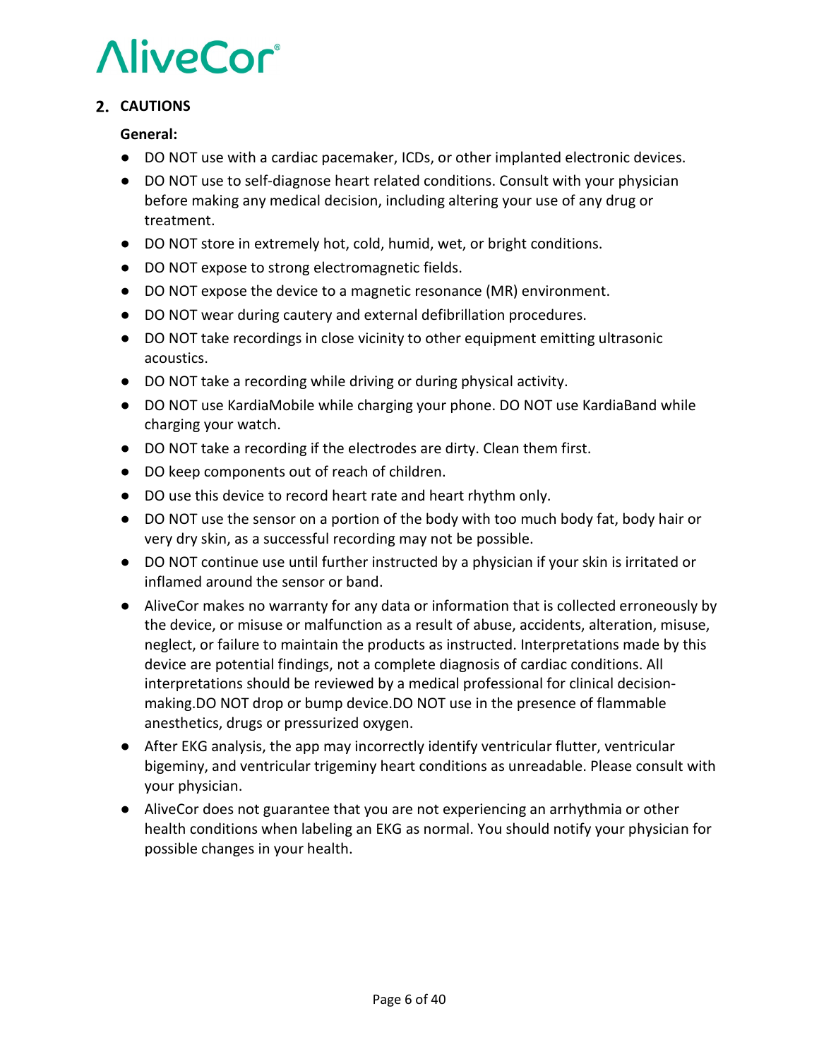## 2. CAUTIONS

**General:**

- DO NOT use with a cardiac pacemaker, ICDs, or other implanted electronic devices.
- DO NOT use to self-diagnose heart related conditions. Consult with your physician before making any medical decision, including altering your use of any drug or treatment.
- DO NOT store in extremely hot, cold, humid, wet, or bright conditions.
- DO NOT expose to strong electromagnetic fields.
- DO NOT expose the device to a magnetic resonance (MR) environment.
- DO NOT wear during cautery and external defibrillation procedures.
- DO NOT take recordings in close vicinity to other equipment emitting ultrasonic acoustics.
- DO NOT take a recording while driving or during physical activity.
- DO NOT use KardiaMobile while charging your phone. DO NOT use KardiaBand while charging your watch.
- DO NOT take a recording if the electrodes are dirty. Clean them first.
- DO keep components out of reach of children.
- DO use this device to record heart rate and heart rhythm only.
- DO NOT use the sensor on a portion of the body with too much body fat, body hair or very dry skin, as a successful recording may not be possible.
- DO NOT continue use until further instructed by a physician if your skin is irritated or inflamed around the sensor or band.
- AliveCor makes no warranty for any data or information that is collected erroneously by the device, or misuse or malfunction as a result of abuse, accidents, alteration, misuse, neglect, or failure to maintain the products as instructed. Interpretations made by this device are potential findings, not a complete diagnosis of cardiac conditions. All interpretations should be reviewed by a medical professional for clinical decision-making.DO NOT drop or bump device.DO NOT use in the presence of flammable anesthetics, drugs or pressurized oxygen.
- After EKG analysis, the app may incorrectly identify ventricular flutter, ventricular bigeminy, and ventricular trigeminy heart conditions as unreadable. Please consult with your physician.
- AliveCor does not guarantee that you are not experiencing an arrhythmia or other health conditions when labeling an EKG as normal. You should notify your physician for possible changes in your health.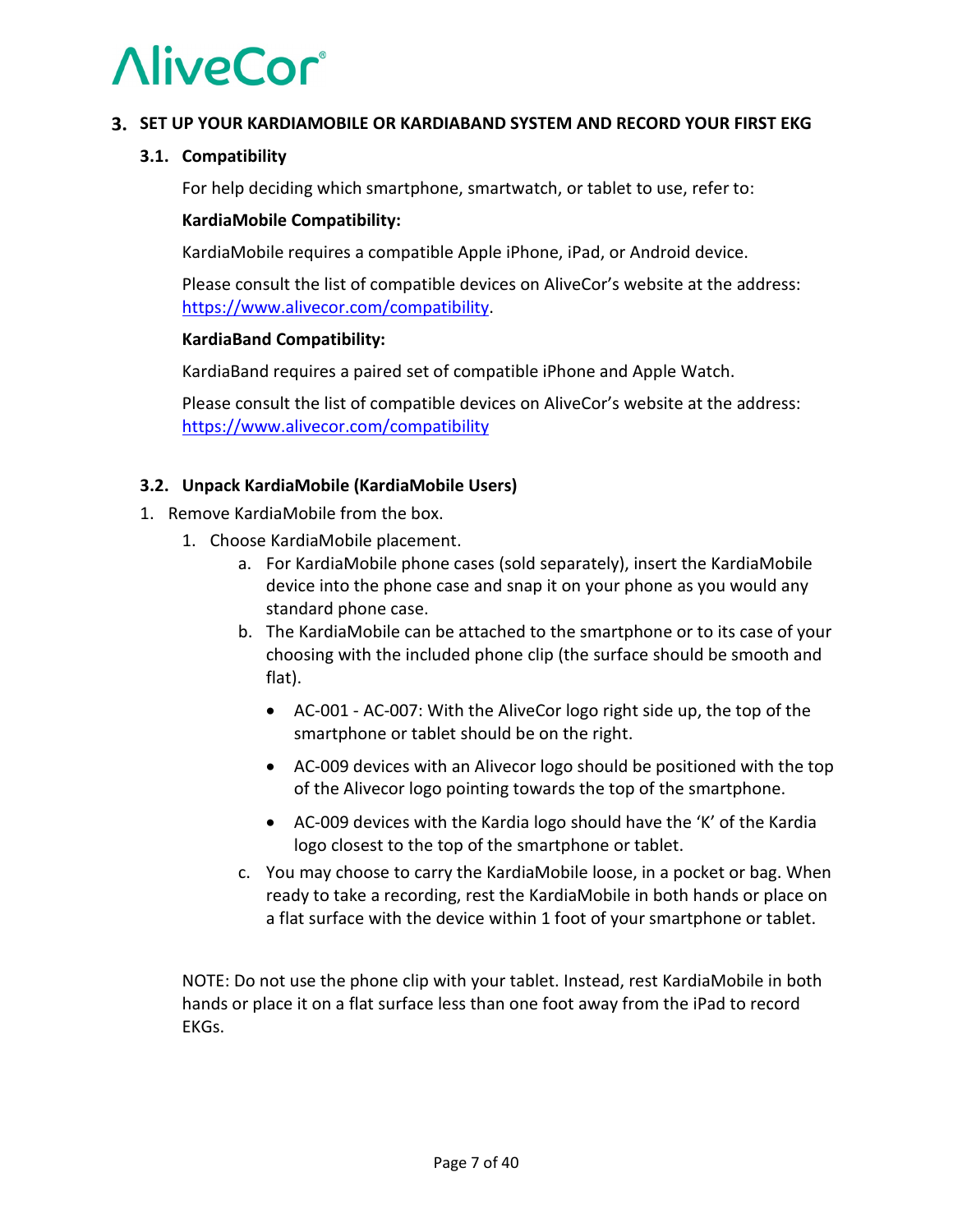## 3. SET UP YOUR KARDIAMOBILE OR KARDIABAND SYSTEM AND RECORD YOUR FIRST EKG

### 3.1. Compatibility

For help deciding which smartphone, smartwatch, or tablet to use, refer to:

**KardiaMobile Compatibility:**

KardiaMobile requires a compatible Apple iPhone, iPad, or Android device.

Please consult the list of compatible devices on AliveCor's website at the address: https://www.alivecor.com/compatibility.

**KardiaBand Compatibility:**

KardiaBand requires a paired set of compatible iPhone and Apple Watch.

Please consult the list of compatible devices on AliveCor's website at the address: https://www.alivecor.com/compatibility

### 3.2. Unpack KardiaMobile (KardiaMobile Users)

1. Remove KardiaMobile from the box.
   1. Choose KardiaMobile placement.
      a. For KardiaMobile phone cases (sold separately), insert the KardiaMobile device into the phone case and snap it on your phone as you would any standard phone case.
      b. The KardiaMobile can be attached to the smartphone or to its case of your choosing with the included phone clip (the surface should be smooth and flat).
         - AC-001 - AC-007: With the AliveCor logo right side up, the top of the smartphone or tablet should be on the right.
         - AC-009 devices with an Alivecor logo should be positioned with the top of the Alivecor logo pointing towards the top of the smartphone.
         - AC-009 devices with the Kardia logo should have the 'K' of the Kardia logo closest to the top of the smartphone or tablet.
      c. You may choose to carry the KardiaMobile loose, in a pocket or bag. When ready to take a recording, rest the KardiaMobile in both hands or place on a flat surface with the device within 1 foot of your smartphone or tablet.

NOTE: Do not use the phone clip with your tablet. Instead, rest KardiaMobile in both hands or place it on a flat surface less than one foot away from the iPad to record EKGs.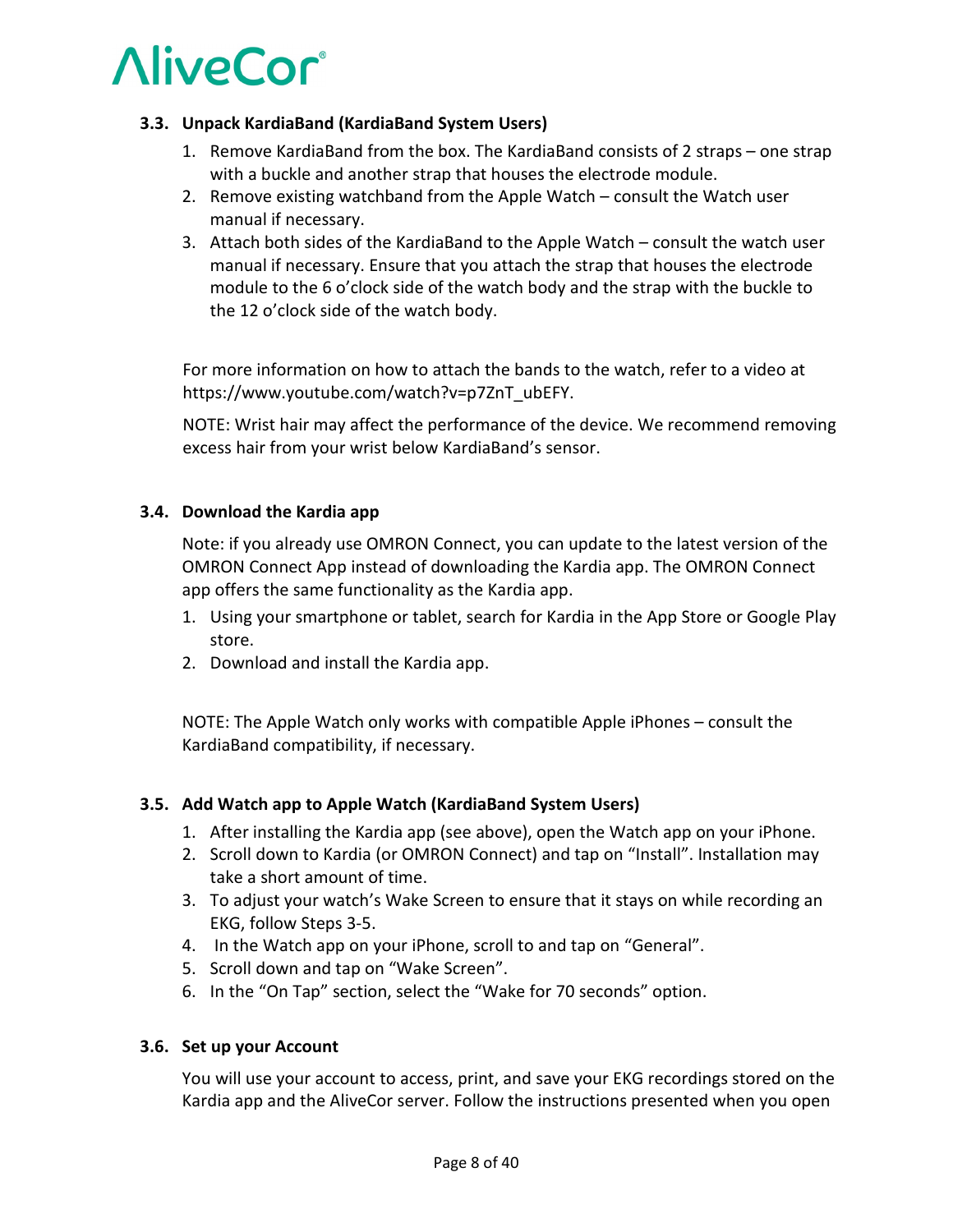### 3.3. Unpack KardiaBand (KardiaBand System Users)

1. Remove KardiaBand from the box. The KardiaBand consists of 2 straps – one strap with a buckle and another strap that houses the electrode module.
2. Remove existing watchband from the Apple Watch – consult the Watch user manual if necessary.
3. Attach both sides of the KardiaBand to the Apple Watch – consult the watch user manual if necessary. Ensure that you attach the strap that houses the electrode module to the 6 o'clock side of the watch body and the strap with the buckle to the 12 o'clock side of the watch body.

For more information on how to attach the bands to the watch, refer to a video at https://www.youtube.com/watch?v=p7ZnT_ubEFY.

NOTE: Wrist hair may affect the performance of the device. We recommend removing excess hair from your wrist below KardiaBand's sensor.

### 3.4. Download the Kardia app

Note: if you already use OMRON Connect, you can update to the latest version of the OMRON Connect App instead of downloading the Kardia app. The OMRON Connect app offers the same functionality as the Kardia app.

1. Using your smartphone or tablet, search for Kardia in the App Store or Google Play store.
2. Download and install the Kardia app.

NOTE: The Apple Watch only works with compatible Apple iPhones – consult the KardiaBand compatibility, if necessary.

### 3.5. Add Watch app to Apple Watch (KardiaBand System Users)

1. After installing the Kardia app (see above), open the Watch app on your iPhone.
2. Scroll down to Kardia (or OMRON Connect) and tap on "Install". Installation may take a short amount of time.
3. To adjust your watch's Wake Screen to ensure that it stays on while recording an EKG, follow Steps 3-5.
4. In the Watch app on your iPhone, scroll to and tap on "General".
5. Scroll down and tap on "Wake Screen".
6. In the "On Tap" section, select the "Wake for 70 seconds" option.

### 3.6. Set up your Account

You will use your account to access, print, and save your EKG recordings stored on the Kardia app and the AliveCor server. Follow the instructions presented when you open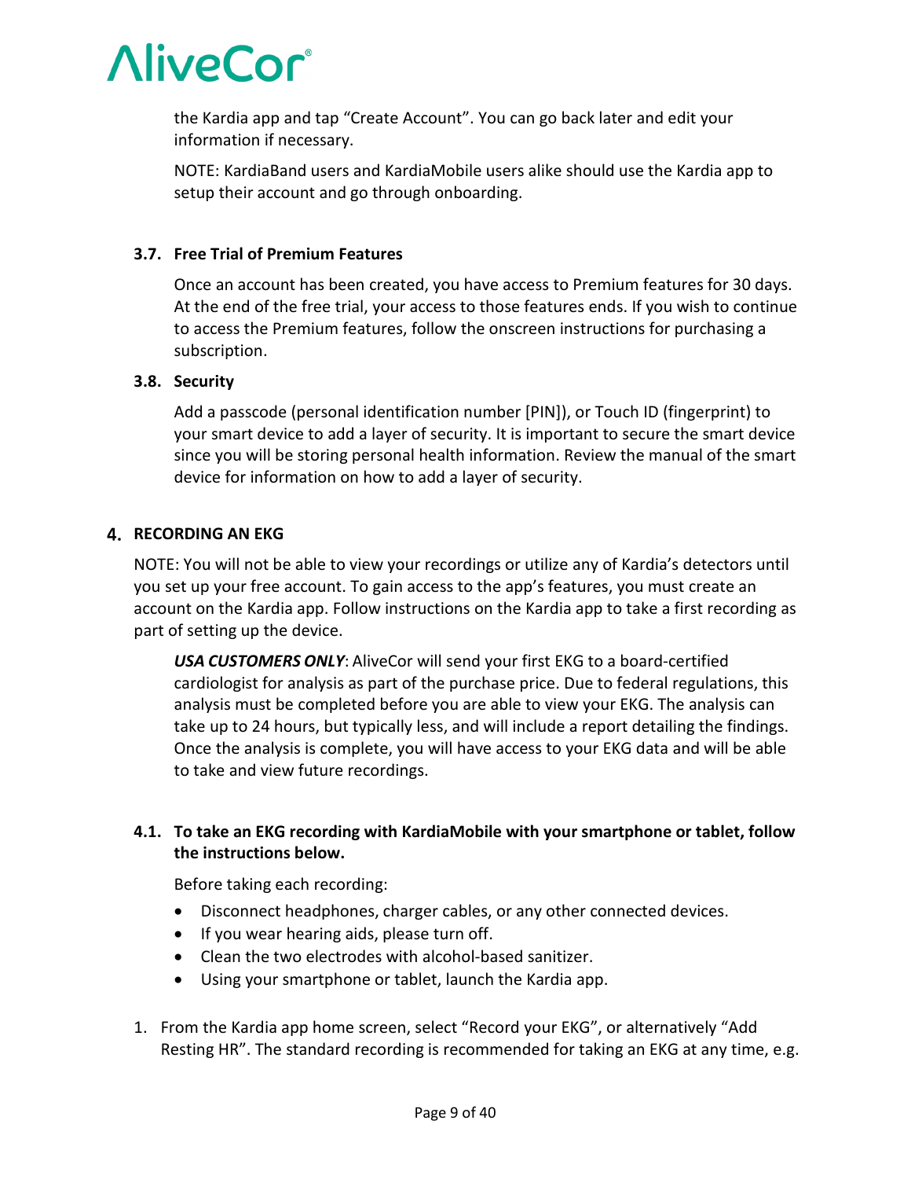the Kardia app and tap “Create Account”. You can go back later and edit your information if necessary.

NOTE: KardiaBand users and KardiaMobile users alike should use the Kardia app to setup their account and go through onboarding.

### 3.7. Free Trial of Premium Features

Once an account has been created, you have access to Premium features for 30 days. At the end of the free trial, your access to those features ends. If you wish to continue to access the Premium features, follow the onscreen instructions for purchasing a subscription.

### 3.8. Security

Add a passcode (personal identification number [PIN]), or Touch ID (fingerprint) to your smart device to add a layer of security. It is important to secure the smart device since you will be storing personal health information. Review the manual of the smart device for information on how to add a layer of security.

## 4. RECORDING AN EKG

NOTE: You will not be able to view your recordings or utilize any of Kardia’s detectors until you set up your free account. To gain access to the app’s features, you must create an account on the Kardia app. Follow instructions on the Kardia app to take a first recording as part of setting up the device.

***USA CUSTOMERS ONLY***: AliveCor will send your first EKG to a board-certified cardiologist for analysis as part of the purchase price. Due to federal regulations, this analysis must be completed before you are able to view your EKG. The analysis can take up to 24 hours, but typically less, and will include a report detailing the findings. Once the analysis is complete, you will have access to your EKG data and will be able to take and view future recordings.

### 4.1. To take an EKG recording with KardiaMobile with your smartphone or tablet, follow the instructions below.

Before taking each recording:

- Disconnect headphones, charger cables, or any other connected devices.
- If you wear hearing aids, please turn off.
- Clean the two electrodes with alcohol-based sanitizer.
- Using your smartphone or tablet, launch the Kardia app.

1. From the Kardia app home screen, select “Record your EKG”, or alternatively “Add Resting HR”. The standard recording is recommended for taking an EKG at any time, e.g.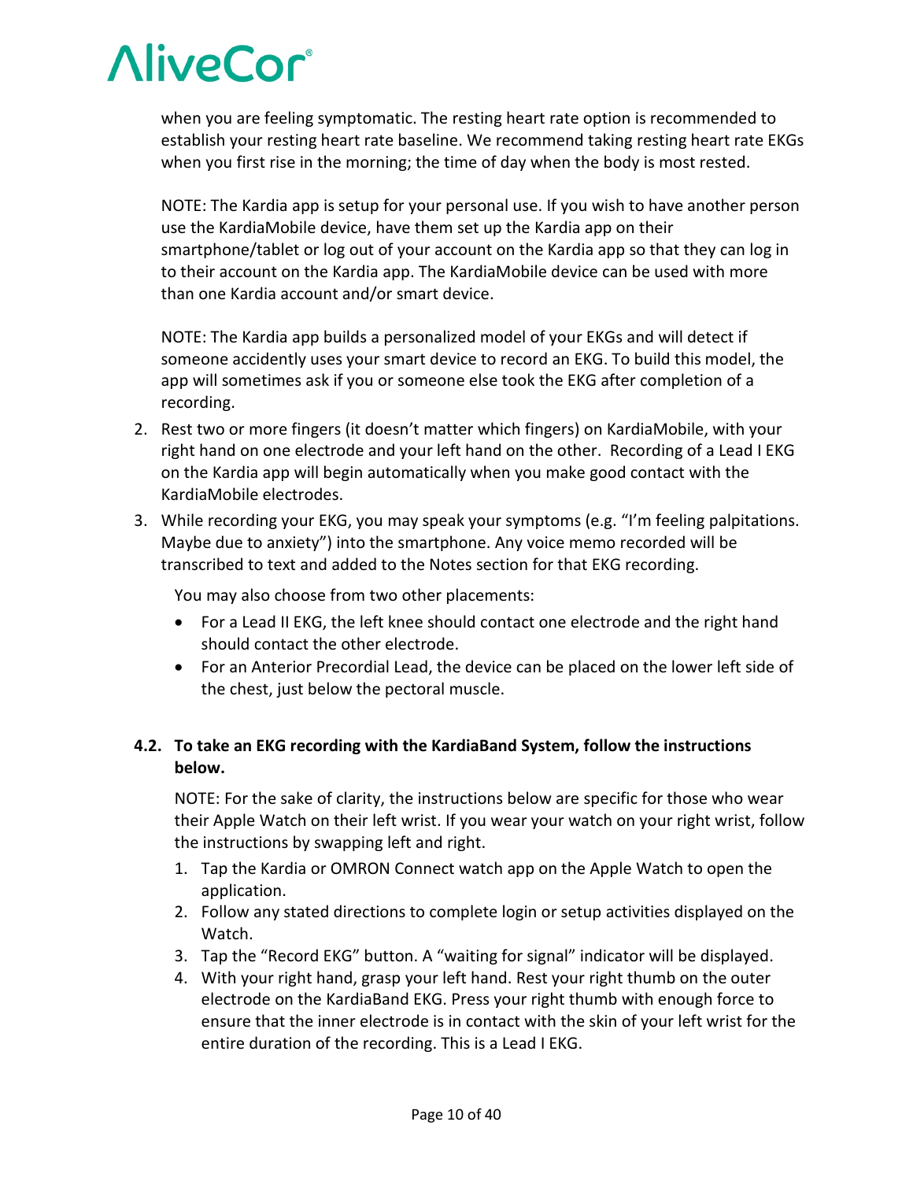when you are feeling symptomatic. The resting heart rate option is recommended to establish your resting heart rate baseline. We recommend taking resting heart rate EKGs when you first rise in the morning; the time of day when the body is most rested.

NOTE: The Kardia app is setup for your personal use. If you wish to have another person use the KardiaMobile device, have them set up the Kardia app on their smartphone/tablet or log out of your account on the Kardia app so that they can log in to their account on the Kardia app. The KardiaMobile device can be used with more than one Kardia account and/or smart device.

NOTE: The Kardia app builds a personalized model of your EKGs and will detect if someone accidently uses your smart device to record an EKG. To build this model, the app will sometimes ask if you or someone else took the EKG after completion of a recording.

2. Rest two or more fingers (it doesn't matter which fingers) on KardiaMobile, with your right hand on one electrode and your left hand on the other. Recording of a Lead I EKG on the Kardia app will begin automatically when you make good contact with the KardiaMobile electrodes.
3. While recording your EKG, you may speak your symptoms (e.g. "I'm feeling palpitations. Maybe due to anxiety") into the smartphone. Any voice memo recorded will be transcribed to text and added to the Notes section for that EKG recording.

   You may also choose from two other placements:

   - For a Lead II EKG, the left knee should contact one electrode and the right hand should contact the other electrode.
   - For an Anterior Precordial Lead, the device can be placed on the lower left side of the chest, just below the pectoral muscle.

### 4.2. To take an EKG recording with the KardiaBand System, follow the instructions below.

NOTE: For the sake of clarity, the instructions below are specific for those who wear their Apple Watch on their left wrist. If you wear your watch on your right wrist, follow the instructions by swapping left and right.

1. Tap the Kardia or OMRON Connect watch app on the Apple Watch to open the application.
2. Follow any stated directions to complete login or setup activities displayed on the Watch.
3. Tap the "Record EKG" button. A "waiting for signal" indicator will be displayed.
4. With your right hand, grasp your left hand. Rest your right thumb on the outer electrode on the KardiaBand EKG. Press your right thumb with enough force to ensure that the inner electrode is in contact with the skin of your left wrist for the entire duration of the recording. This is a Lead I EKG.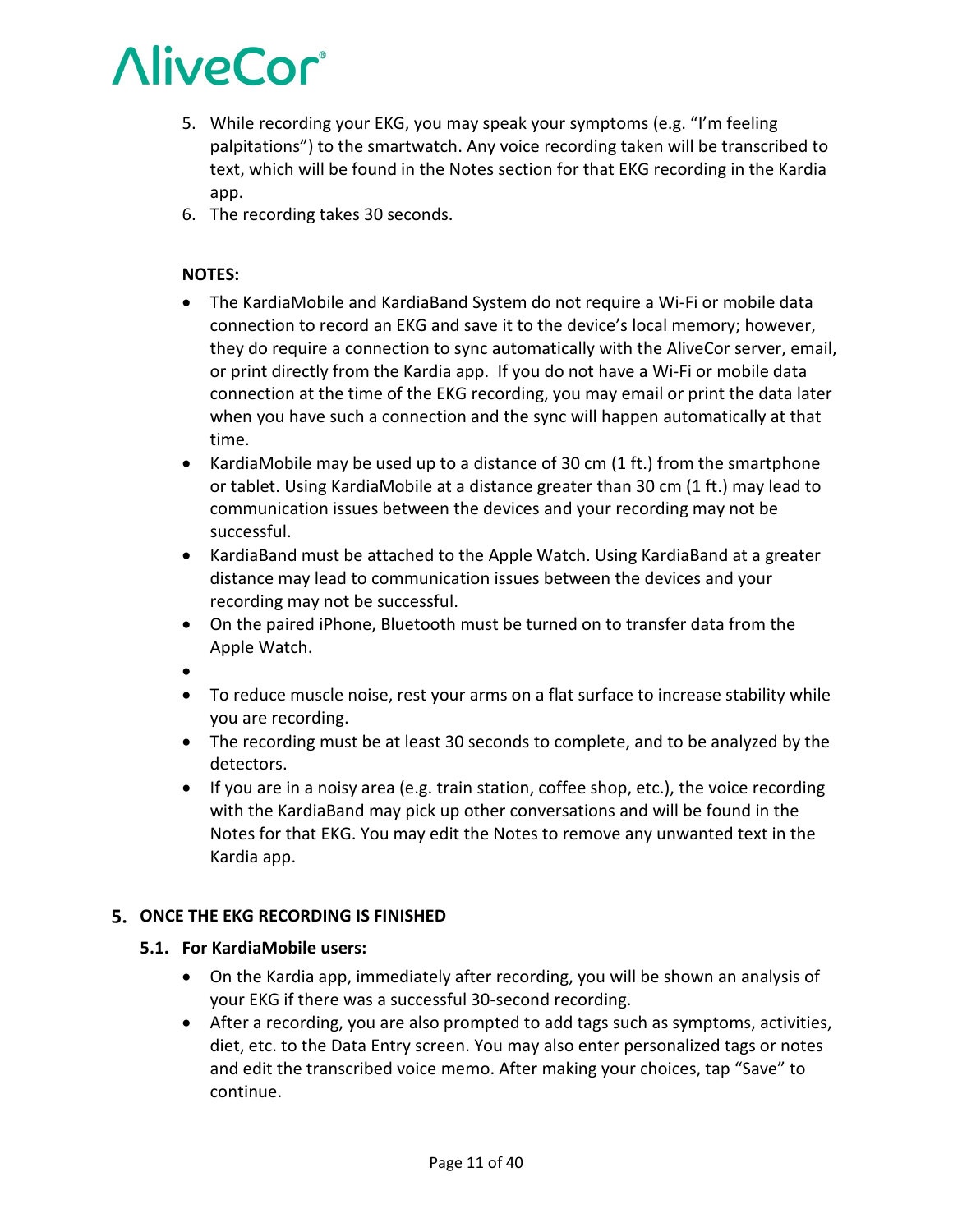5. While recording your EKG, you may speak your symptoms (e.g. "I'm feeling palpitations") to the smartwatch. Any voice recording taken will be transcribed to text, which will be found in the Notes section for that EKG recording in the Kardia app.
6. The recording takes 30 seconds.

**NOTES:**

- The KardiaMobile and KardiaBand System do not require a Wi-Fi or mobile data connection to record an EKG and save it to the device's local memory; however, they do require a connection to sync automatically with the AliveCor server, email, or print directly from the Kardia app. If you do not have a Wi-Fi or mobile data connection at the time of the EKG recording, you may email or print the data later when you have such a connection and the sync will happen automatically at that time.
- KardiaMobile may be used up to a distance of 30 cm (1 ft.) from the smartphone or tablet. Using KardiaMobile at a distance greater than 30 cm (1 ft.) may lead to communication issues between the devices and your recording may not be successful.
- KardiaBand must be attached to the Apple Watch. Using KardiaBand at a greater distance may lead to communication issues between the devices and your recording may not be successful.
- On the paired iPhone, Bluetooth must be turned on to transfer data from the Apple Watch.
- 
- To reduce muscle noise, rest your arms on a flat surface to increase stability while you are recording.
- The recording must be at least 30 seconds to complete, and to be analyzed by the detectors.
- If you are in a noisy area (e.g. train station, coffee shop, etc.), the voice recording with the KardiaBand may pick up other conversations and will be found in the Notes for that EKG. You may edit the Notes to remove any unwanted text in the Kardia app.

## 5. ONCE THE EKG RECORDING IS FINISHED

### 5.1. For KardiaMobile users:

- On the Kardia app, immediately after recording, you will be shown an analysis of your EKG if there was a successful 30-second recording.
- After a recording, you are also prompted to add tags such as symptoms, activities, diet, etc. to the Data Entry screen. You may also enter personalized tags or notes and edit the transcribed voice memo. After making your choices, tap "Save" to continue.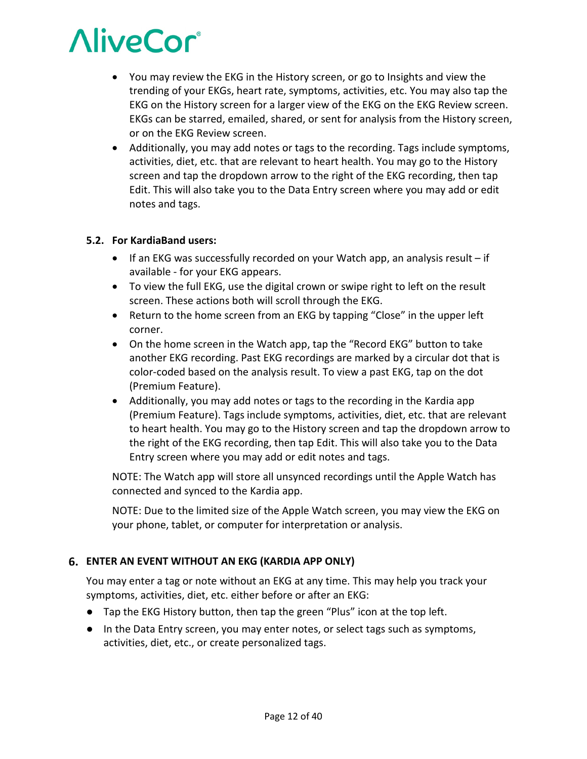- You may review the EKG in the History screen, or go to Insights and view the trending of your EKGs, heart rate, symptoms, activities, etc. You may also tap the EKG on the History screen for a larger view of the EKG on the EKG Review screen. EKGs can be starred, emailed, shared, or sent for analysis from the History screen, or on the EKG Review screen.
- Additionally, you may add notes or tags to the recording. Tags include symptoms, activities, diet, etc. that are relevant to heart health. You may go to the History screen and tap the dropdown arrow to the right of the EKG recording, then tap Edit. This will also take you to the Data Entry screen where you may add or edit notes and tags.

### 5.2. For KardiaBand users:

- If an EKG was successfully recorded on your Watch app, an analysis result – if available - for your EKG appears.
- To view the full EKG, use the digital crown or swipe right to left on the result screen. These actions both will scroll through the EKG.
- Return to the home screen from an EKG by tapping “Close” in the upper left corner.
- On the home screen in the Watch app, tap the “Record EKG” button to take another EKG recording. Past EKG recordings are marked by a circular dot that is color-coded based on the analysis result. To view a past EKG, tap on the dot (Premium Feature).
- Additionally, you may add notes or tags to the recording in the Kardia app (Premium Feature). Tags include symptoms, activities, diet, etc. that are relevant to heart health. You may go to the History screen and tap the dropdown arrow to the right of the EKG recording, then tap Edit. This will also take you to the Data Entry screen where you may add or edit notes and tags.

NOTE: The Watch app will store all unsynced recordings until the Apple Watch has connected and synced to the Kardia app.

NOTE: Due to the limited size of the Apple Watch screen, you may view the EKG on your phone, tablet, or computer for interpretation or analysis.

## 6. ENTER AN EVENT WITHOUT AN EKG (KARDIA APP ONLY)

You may enter a tag or note without an EKG at any time. This may help you track your symptoms, activities, diet, etc. either before or after an EKG:

- Tap the EKG History button, then tap the green “Plus” icon at the top left.
- In the Data Entry screen, you may enter notes, or select tags such as symptoms, activities, diet, etc., or create personalized tags.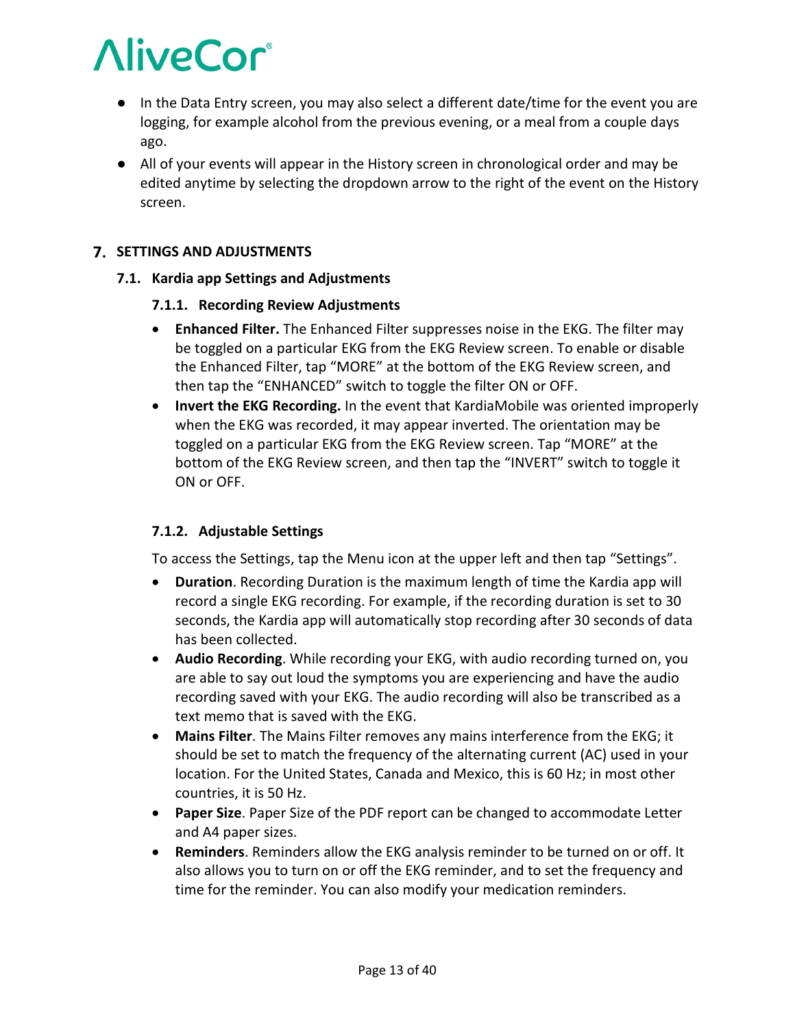- In the Data Entry screen, you may also select a different date/time for the event you are logging, for example alcohol from the previous evening, or a meal from a couple days ago.
- All of your events will appear in the History screen in chronological order and may be edited anytime by selecting the dropdown arrow to the right of the event on the History screen.

# 7. SETTINGS AND ADJUSTMENTS

## 7.1. Kardia app Settings and Adjustments

### 7.1.1. Recording Review Adjustments

- **Enhanced Filter.** The Enhanced Filter suppresses noise in the EKG. The filter may be toggled on a particular EKG from the EKG Review screen. To enable or disable the Enhanced Filter, tap "MORE" at the bottom of the EKG Review screen, and then tap the "ENHANCED" switch to toggle the filter ON or OFF.
- **Invert the EKG Recording.** In the event that KardiaMobile was oriented improperly when the EKG was recorded, it may appear inverted. The orientation may be toggled on a particular EKG from the EKG Review screen. Tap "MORE" at the bottom of the EKG Review screen, and then tap the "INVERT" switch to toggle it ON or OFF.

### 7.1.2. Adjustable Settings

To access the Settings, tap the Menu icon at the upper left and then tap "Settings".

- **Duration**. Recording Duration is the maximum length of time the Kardia app will record a single EKG recording. For example, if the recording duration is set to 30 seconds, the Kardia app will automatically stop recording after 30 seconds of data has been collected.
- **Audio Recording**. While recording your EKG, with audio recording turned on, you are able to say out loud the symptoms you are experiencing and have the audio recording saved with your EKG. The audio recording will also be transcribed as a text memo that is saved with the EKG.
- **Mains Filter**. The Mains Filter removes any mains interference from the EKG; it should be set to match the frequency of the alternating current (AC) used in your location. For the United States, Canada and Mexico, this is 60 Hz; in most other countries, it is 50 Hz.
- **Paper Size**. Paper Size of the PDF report can be changed to accommodate Letter and A4 paper sizes.
- **Reminders**. Reminders allow the EKG analysis reminder to be turned on or off. It also allows you to turn on or off the EKG reminder, and to set the frequency and time for the reminder. You can also modify your medication reminders.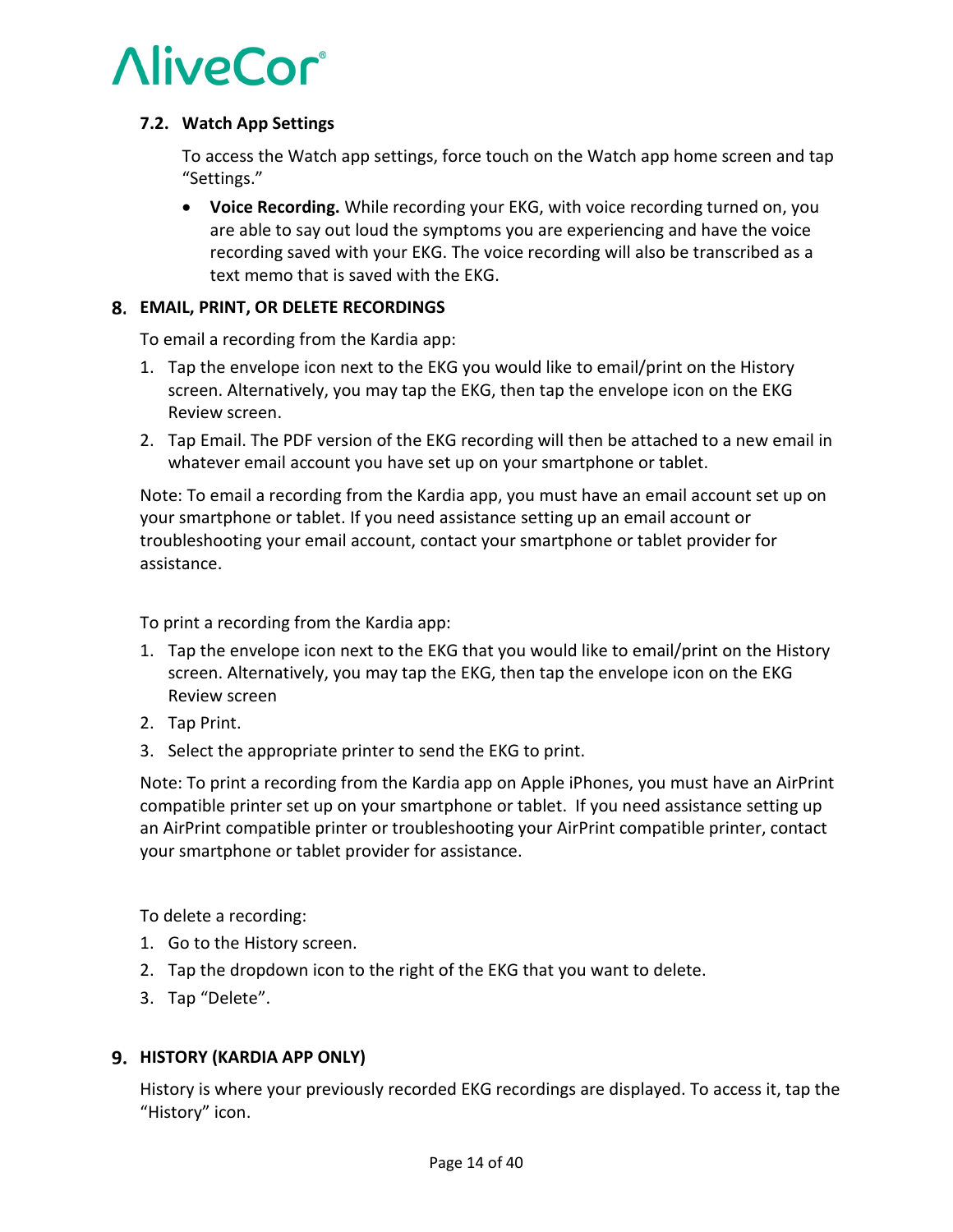### 7.2. Watch App Settings

To access the Watch app settings, force touch on the Watch app home screen and tap "Settings."

- **Voice Recording.** While recording your EKG, with voice recording turned on, you are able to say out loud the symptoms you are experiencing and have the voice recording saved with your EKG. The voice recording will also be transcribed as a text memo that is saved with the EKG.

## 8. EMAIL, PRINT, OR DELETE RECORDINGS

To email a recording from the Kardia app:

1. Tap the envelope icon next to the EKG you would like to email/print on the History screen. Alternatively, you may tap the EKG, then tap the envelope icon on the EKG Review screen.
2. Tap Email. The PDF version of the EKG recording will then be attached to a new email in whatever email account you have set up on your smartphone or tablet.

Note: To email a recording from the Kardia app, you must have an email account set up on your smartphone or tablet. If you need assistance setting up an email account or troubleshooting your email account, contact your smartphone or tablet provider for assistance.

To print a recording from the Kardia app:

1. Tap the envelope icon next to the EKG that you would like to email/print on the History screen. Alternatively, you may tap the EKG, then tap the envelope icon on the EKG Review screen
2. Tap Print.
3. Select the appropriate printer to send the EKG to print.

Note: To print a recording from the Kardia app on Apple iPhones, you must have an AirPrint compatible printer set up on your smartphone or tablet. If you need assistance setting up an AirPrint compatible printer or troubleshooting your AirPrint compatible printer, contact your smartphone or tablet provider for assistance.

To delete a recording:

1. Go to the History screen.
2. Tap the dropdown icon to the right of the EKG that you want to delete.
3. Tap "Delete".

## 9. HISTORY (KARDIA APP ONLY)

History is where your previously recorded EKG recordings are displayed. To access it, tap the "History" icon.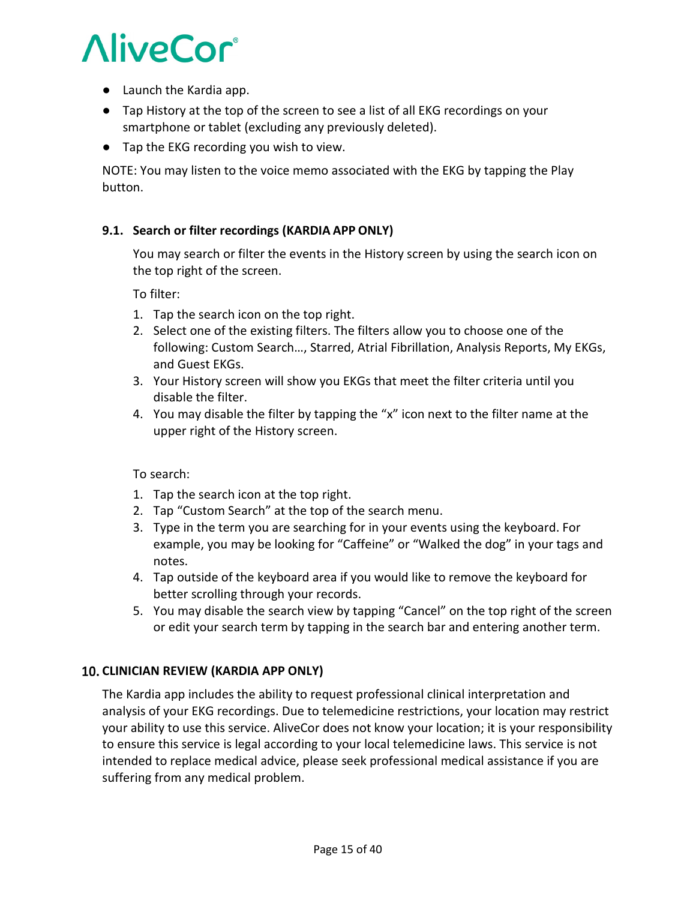- Launch the Kardia app.
- Tap History at the top of the screen to see a list of all EKG recordings on your smartphone or tablet (excluding any previously deleted).
- Tap the EKG recording you wish to view.

NOTE: You may listen to the voice memo associated with the EKG by tapping the Play button.

### 9.1. Search or filter recordings (KARDIA APP ONLY)

You may search or filter the events in the History screen by using the search icon on the top right of the screen.

To filter:

1. Tap the search icon on the top right.
2. Select one of the existing filters. The filters allow you to choose one of the following: Custom Search…, Starred, Atrial Fibrillation, Analysis Reports, My EKGs, and Guest EKGs.
3. Your History screen will show you EKGs that meet the filter criteria until you disable the filter.
4. You may disable the filter by tapping the “x” icon next to the filter name at the upper right of the History screen.

To search:

1. Tap the search icon at the top right.
2. Tap “Custom Search” at the top of the search menu.
3. Type in the term you are searching for in your events using the keyboard. For example, you may be looking for “Caffeine” or “Walked the dog” in your tags and notes.
4. Tap outside of the keyboard area if you would like to remove the keyboard for better scrolling through your records.
5. You may disable the search view by tapping “Cancel” on the top right of the screen or edit your search term by tapping in the search bar and entering another term.

## 10. CLINICIAN REVIEW (KARDIA APP ONLY)

The Kardia app includes the ability to request professional clinical interpretation and analysis of your EKG recordings. Due to telemedicine restrictions, your location may restrict your ability to use this service. AliveCor does not know your location; it is your responsibility to ensure this service is legal according to your local telemedicine laws. This service is not intended to replace medical advice, please seek professional medical assistance if you are suffering from any medical problem.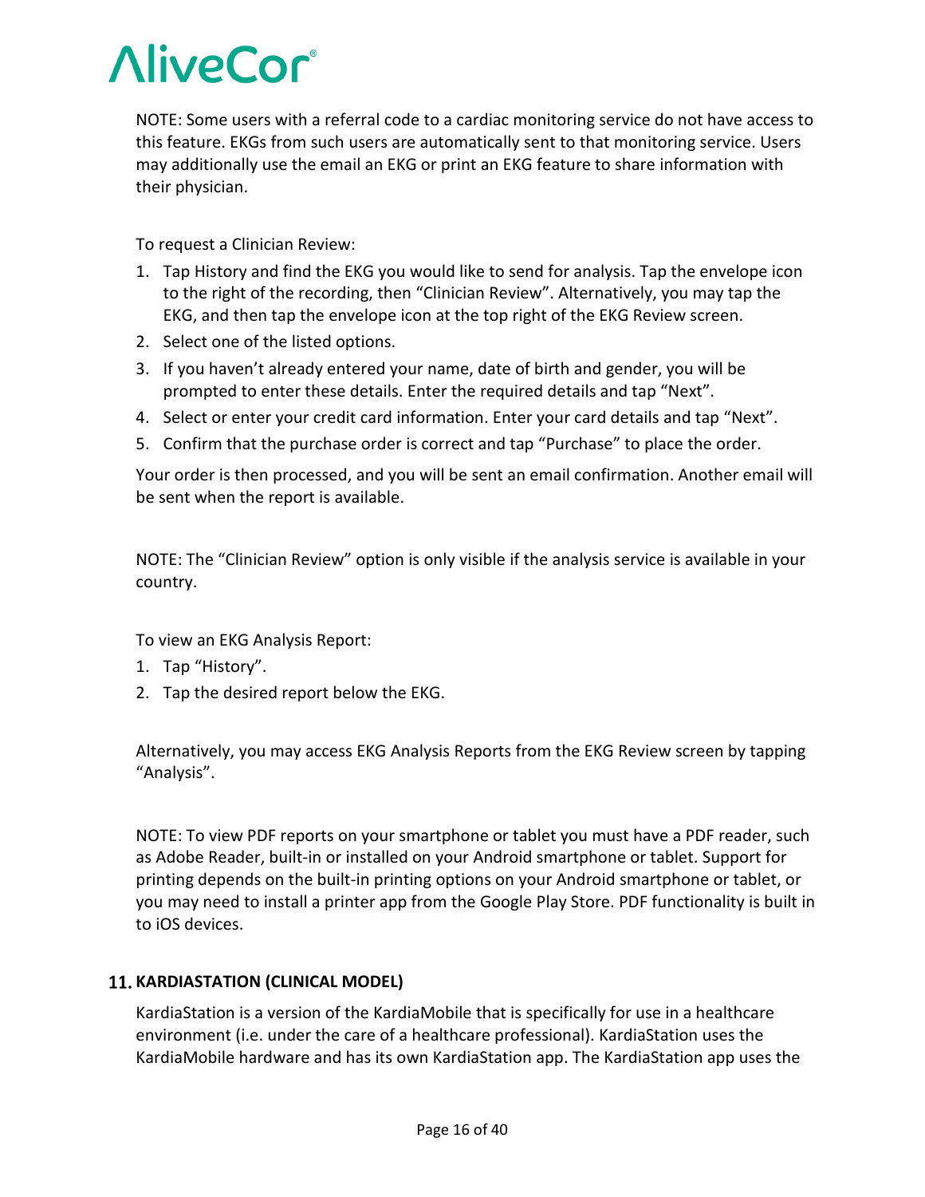NOTE: Some users with a referral code to a cardiac monitoring service do not have access to this feature. EKGs from such users are automatically sent to that monitoring service. Users may additionally use the email an EKG or print an EKG feature to share information with their physician.

To request a Clinician Review:

1. Tap History and find the EKG you would like to send for analysis. Tap the envelope icon to the right of the recording, then “Clinician Review”. Alternatively, you may tap the EKG, and then tap the envelope icon at the top right of the EKG Review screen.
2. Select one of the listed options.
3. If you haven’t already entered your name, date of birth and gender, you will be prompted to enter these details. Enter the required details and tap “Next”.
4. Select or enter your credit card information. Enter your card details and tap “Next”.
5. Confirm that the purchase order is correct and tap “Purchase” to place the order.

Your order is then processed, and you will be sent an email confirmation. Another email will be sent when the report is available.

NOTE: The “Clinician Review” option is only visible if the analysis service is available in your country.

To view an EKG Analysis Report:

1. Tap “History”.
2. Tap the desired report below the EKG.

Alternatively, you may access EKG Analysis Reports from the EKG Review screen by tapping “Analysis”.

NOTE: To view PDF reports on your smartphone or tablet you must have a PDF reader, such as Adobe Reader, built-in or installed on your Android smartphone or tablet. Support for printing depends on the built-in printing options on your Android smartphone or tablet, or you may need to install a printer app from the Google Play Store. PDF functionality is built in to iOS devices.

## 11. KARDIASTATION (CLINICAL MODEL)

KardiaStation is a version of the KardiaMobile that is specifically for use in a healthcare environment (i.e. under the care of a healthcare professional). KardiaStation uses the KardiaMobile hardware and has its own KardiaStation app. The KardiaStation app uses the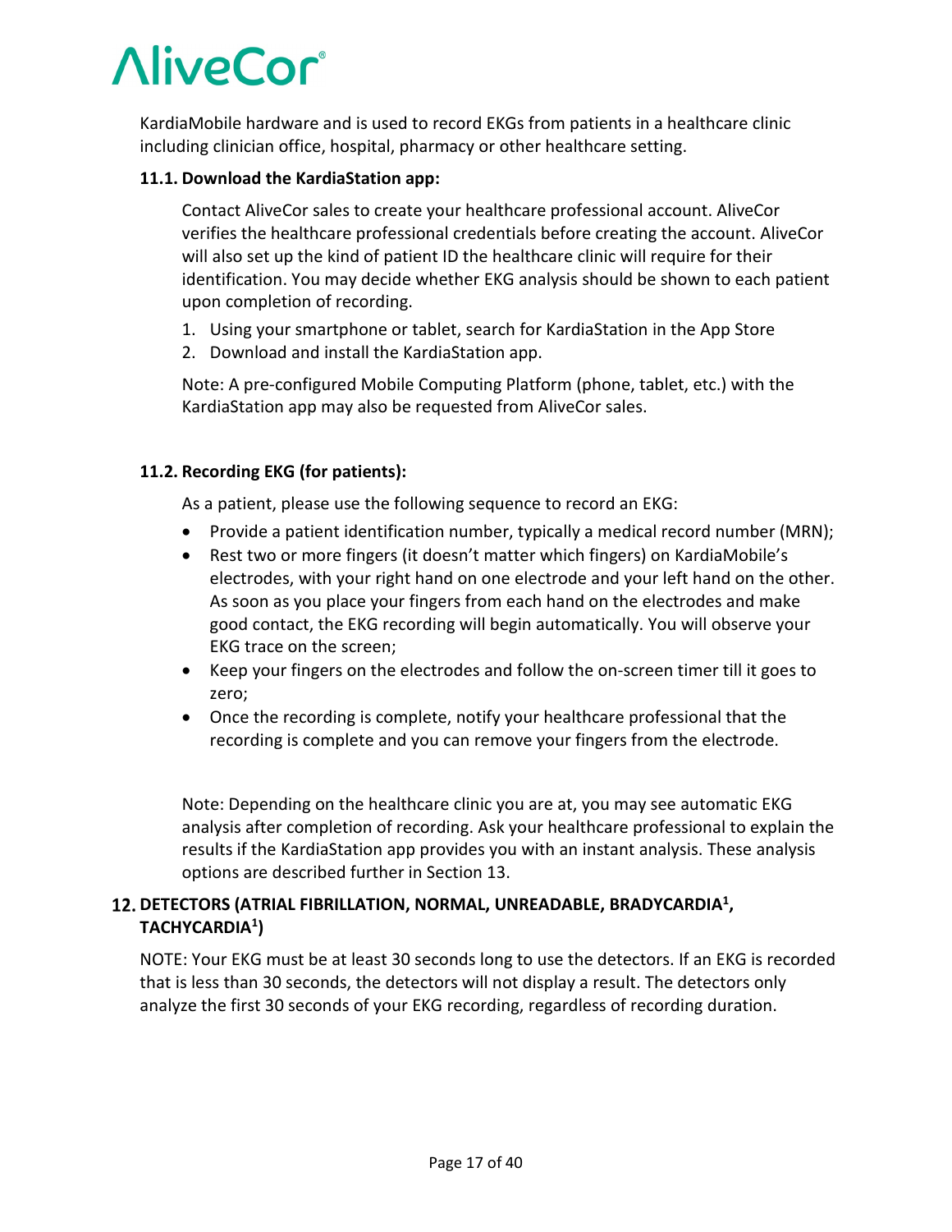KardiaMobile hardware and is used to record EKGs from patients in a healthcare clinic including clinician office, hospital, pharmacy or other healthcare setting.

### 11.1. Download the KardiaStation app:

Contact AliveCor sales to create your healthcare professional account. AliveCor verifies the healthcare professional credentials before creating the account. AliveCor will also set up the kind of patient ID the healthcare clinic will require for their identification. You may decide whether EKG analysis should be shown to each patient upon completion of recording.

1. Using your smartphone or tablet, search for KardiaStation in the App Store
2. Download and install the KardiaStation app.

Note: A pre-configured Mobile Computing Platform (phone, tablet, etc.) with the KardiaStation app may also be requested from AliveCor sales.

### 11.2. Recording EKG (for patients):

As a patient, please use the following sequence to record an EKG:

- Provide a patient identification number, typically a medical record number (MRN);
- Rest two or more fingers (it doesn't matter which fingers) on KardiaMobile's electrodes, with your right hand on one electrode and your left hand on the other. As soon as you place your fingers from each hand on the electrodes and make good contact, the EKG recording will begin automatically. You will observe your EKG trace on the screen;
- Keep your fingers on the electrodes and follow the on-screen timer till it goes to zero;
- Once the recording is complete, notify your healthcare professional that the recording is complete and you can remove your fingers from the electrode.

Note: Depending on the healthcare clinic you are at, you may see automatic EKG analysis after completion of recording. Ask your healthcare professional to explain the results if the KardiaStation app provides you with an instant analysis. These analysis options are described further in Section 13.

## 12. DETECTORS (ATRIAL FIBRILLATION, NORMAL, UNREADABLE, BRADYCARDIA[1], TACHYCARDIA[1])

NOTE: Your EKG must be at least 30 seconds long to use the detectors. If an EKG is recorded that is less than 30 seconds, the detectors will not display a result. The detectors only analyze the first 30 seconds of your EKG recording, regardless of recording duration.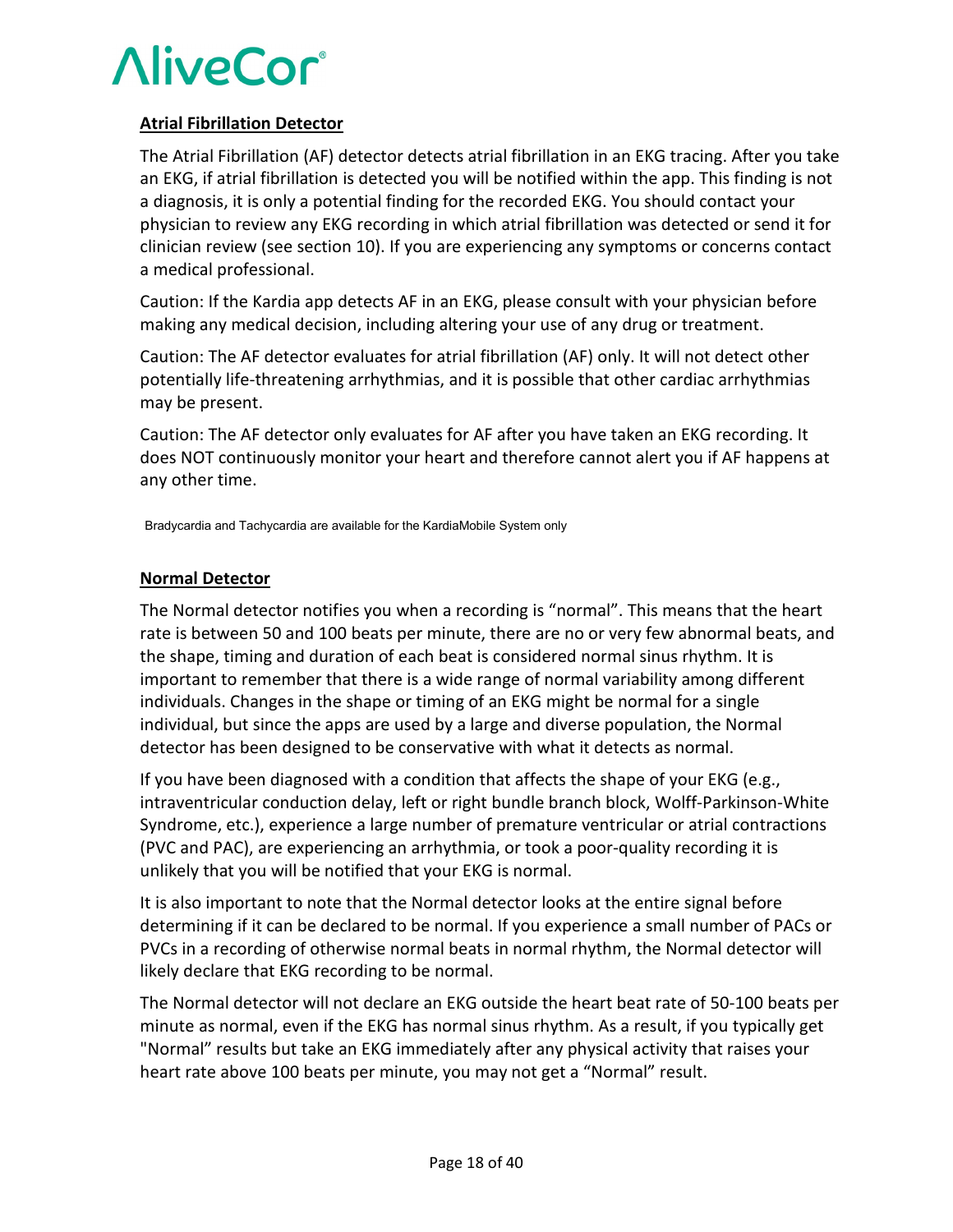**Atrial Fibrillation Detector**

The Atrial Fibrillation (AF) detector detects atrial fibrillation in an EKG tracing. After you take an EKG, if atrial fibrillation is detected you will be notified within the app. This finding is not a diagnosis, it is only a potential finding for the recorded EKG. You should contact your physician to review any EKG recording in which atrial fibrillation was detected or send it for clinician review (see section 10). If you are experiencing any symptoms or concerns contact a medical professional.

Caution: If the Kardia app detects AF in an EKG, please consult with your physician before making any medical decision, including altering your use of any drug or treatment.

Caution: The AF detector evaluates for atrial fibrillation (AF) only. It will not detect other potentially life-threatening arrhythmias, and it is possible that other cardiac arrhythmias may be present.

Caution: The AF detector only evaluates for AF after you have taken an EKG recording. It does NOT continuously monitor your heart and therefore cannot alert you if AF happens at any other time.

Bradycardia and Tachycardia are available for the KardiaMobile System only

**Normal Detector**

The Normal detector notifies you when a recording is "normal". This means that the heart rate is between 50 and 100 beats per minute, there are no or very few abnormal beats, and the shape, timing and duration of each beat is considered normal sinus rhythm. It is important to remember that there is a wide range of normal variability among different individuals. Changes in the shape or timing of an EKG might be normal for a single individual, but since the apps are used by a large and diverse population, the Normal detector has been designed to be conservative with what it detects as normal.

If you have been diagnosed with a condition that affects the shape of your EKG (e.g., intraventricular conduction delay, left or right bundle branch block, Wolff-Parkinson-White Syndrome, etc.), experience a large number of premature ventricular or atrial contractions (PVC and PAC), are experiencing an arrhythmia, or took a poor-quality recording it is unlikely that you will be notified that your EKG is normal.

It is also important to note that the Normal detector looks at the entire signal before determining if it can be declared to be normal. If you experience a small number of PACs or PVCs in a recording of otherwise normal beats in normal rhythm, the Normal detector will likely declare that EKG recording to be normal.

The Normal detector will not declare an EKG outside the heart beat rate of 50-100 beats per minute as normal, even if the EKG has normal sinus rhythm. As a result, if you typically get "Normal" results but take an EKG immediately after any physical activity that raises your heart rate above 100 beats per minute, you may not get a "Normal" result.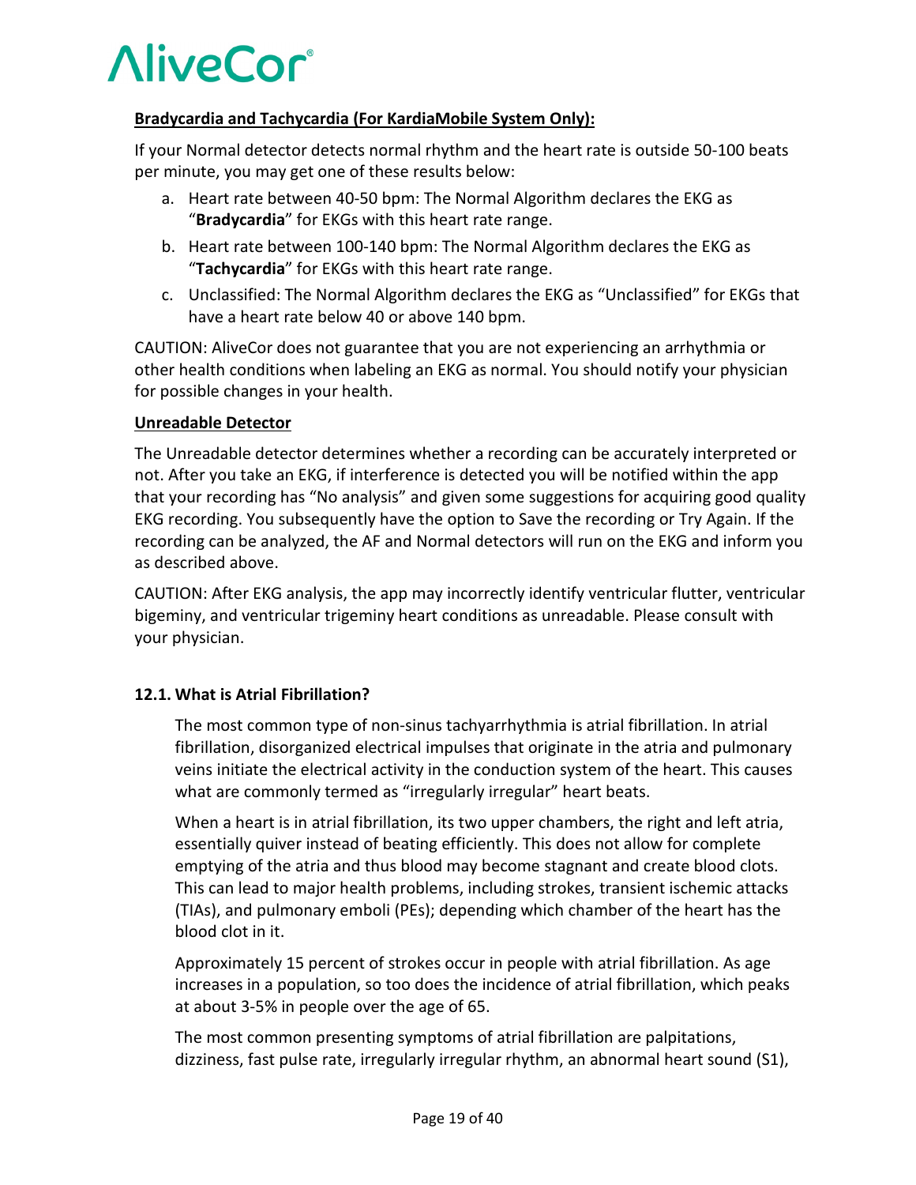**Bradycardia and Tachycardia (For KardiaMobile System Only):**

If your Normal detector detects normal rhythm and the heart rate is outside 50-100 beats per minute, you may get one of these results below:

a. Heart rate between 40-50 bpm: The Normal Algorithm declares the EKG as "**Bradycardia**" for EKGs with this heart rate range.
b. Heart rate between 100-140 bpm: The Normal Algorithm declares the EKG as "**Tachycardia**" for EKGs with this heart rate range.
c. Unclassified: The Normal Algorithm declares the EKG as "Unclassified" for EKGs that have a heart rate below 40 or above 140 bpm.

CAUTION: AliveCor does not guarantee that you are not experiencing an arrhythmia or other health conditions when labeling an EKG as normal. You should notify your physician for possible changes in your health.

**Unreadable Detector**

The Unreadable detector determines whether a recording can be accurately interpreted or not. After you take an EKG, if interference is detected you will be notified within the app that your recording has "No analysis" and given some suggestions for acquiring good quality EKG recording. You subsequently have the option to Save the recording or Try Again. If the recording can be analyzed, the AF and Normal detectors will run on the EKG and inform you as described above.

CAUTION: After EKG analysis, the app may incorrectly identify ventricular flutter, ventricular bigeminy, and ventricular trigeminy heart conditions as unreadable. Please consult with your physician.

### 12.1. What is Atrial Fibrillation?

The most common type of non-sinus tachyarrhythmia is atrial fibrillation. In atrial fibrillation, disorganized electrical impulses that originate in the atria and pulmonary veins initiate the electrical activity in the conduction system of the heart. This causes what are commonly termed as "irregularly irregular" heart beats.

When a heart is in atrial fibrillation, its two upper chambers, the right and left atria, essentially quiver instead of beating efficiently. This does not allow for complete emptying of the atria and thus blood may become stagnant and create blood clots. This can lead to major health problems, including strokes, transient ischemic attacks (TIAs), and pulmonary emboli (PEs); depending which chamber of the heart has the blood clot in it.

Approximately 15 percent of strokes occur in people with atrial fibrillation. As age increases in a population, so too does the incidence of atrial fibrillation, which peaks at about 3-5% in people over the age of 65.

The most common presenting symptoms of atrial fibrillation are palpitations, dizziness, fast pulse rate, irregularly irregular rhythm, an abnormal heart sound (S1),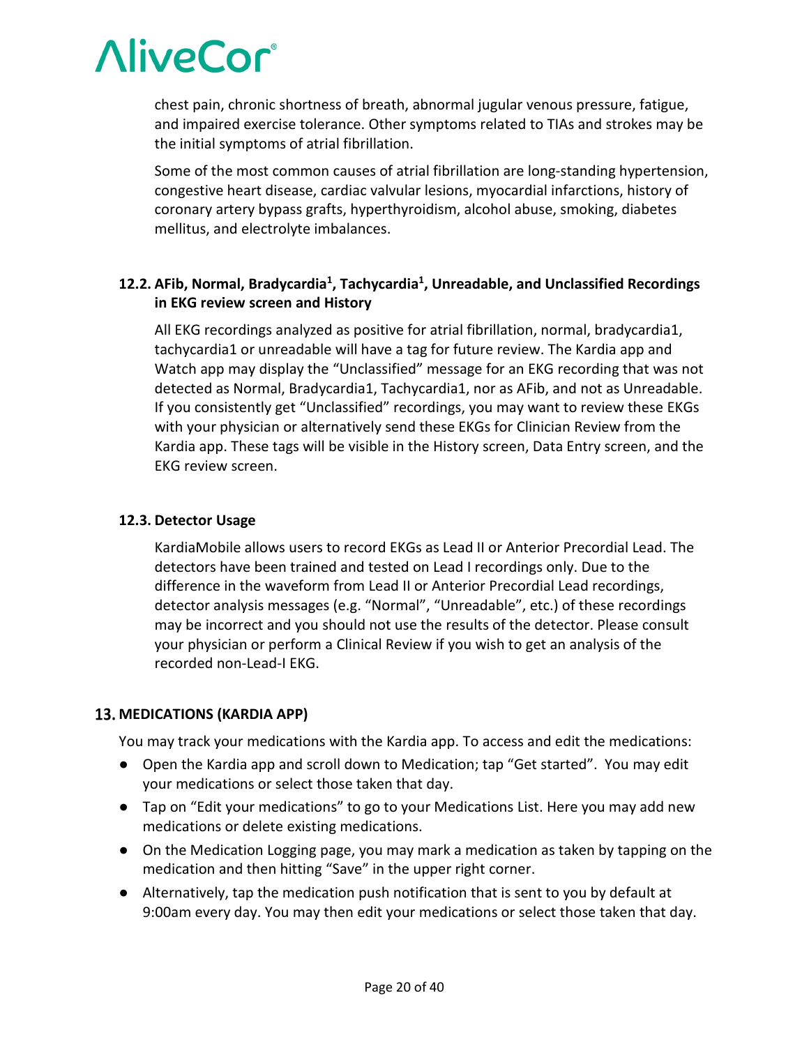chest pain, chronic shortness of breath, abnormal jugular venous pressure, fatigue, and impaired exercise tolerance. Other symptoms related to TIAs and strokes may be the initial symptoms of atrial fibrillation.

Some of the most common causes of atrial fibrillation are long-standing hypertension, congestive heart disease, cardiac valvular lesions, myocardial infarctions, history of coronary artery bypass grafts, hyperthyroidism, alcohol abuse, smoking, diabetes mellitus, and electrolyte imbalances.

### 12.2. AFib, Normal, Bradycardia[1], Tachycardia[1], Unreadable, and Unclassified Recordings in EKG review screen and History

All EKG recordings analyzed as positive for atrial fibrillation, normal, bradycardia1, tachycardia1 or unreadable will have a tag for future review. The Kardia app and Watch app may display the "Unclassified" message for an EKG recording that was not detected as Normal, Bradycardia1, Tachycardia1, nor as AFib, and not as Unreadable. If you consistently get "Unclassified" recordings, you may want to review these EKGs with your physician or alternatively send these EKGs for Clinician Review from the Kardia app. These tags will be visible in the History screen, Data Entry screen, and the EKG review screen.

### 12.3. Detector Usage

KardiaMobile allows users to record EKGs as Lead II or Anterior Precordial Lead. The detectors have been trained and tested on Lead I recordings only. Due to the difference in the waveform from Lead II or Anterior Precordial Lead recordings, detector analysis messages (e.g. "Normal", "Unreadable", etc.) of these recordings may be incorrect and you should not use the results of the detector. Please consult your physician or perform a Clinical Review if you wish to get an analysis of the recorded non-Lead-I EKG.

## 13. MEDICATIONS (KARDIA APP)

You may track your medications with the Kardia app. To access and edit the medications:

- Open the Kardia app and scroll down to Medication; tap "Get started". You may edit your medications or select those taken that day.
- Tap on "Edit your medications" to go to your Medications List. Here you may add new medications or delete existing medications.
- On the Medication Logging page, you may mark a medication as taken by tapping on the medication and then hitting "Save" in the upper right corner.
- Alternatively, tap the medication push notification that is sent to you by default at 9:00am every day. You may then edit your medications or select those taken that day.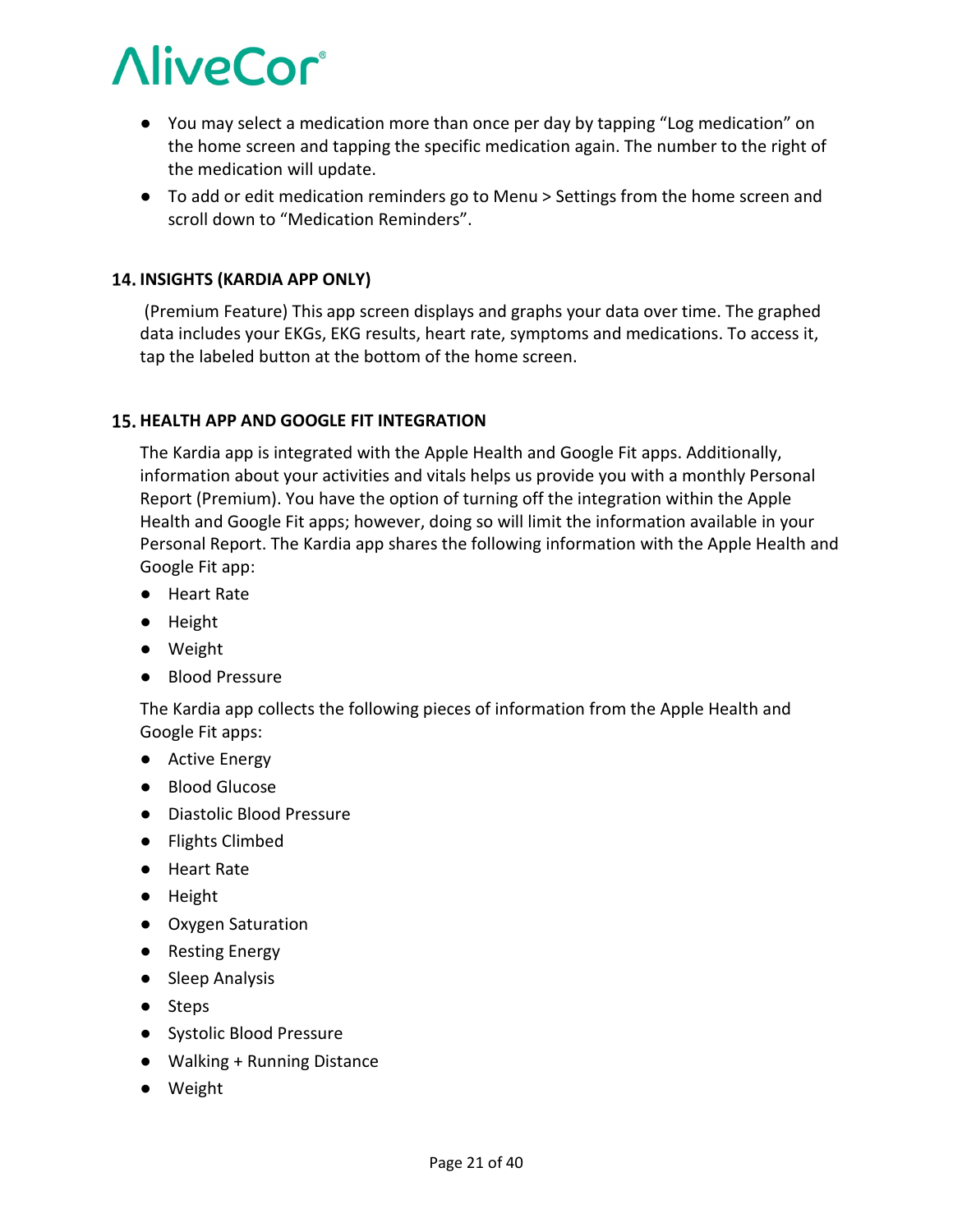- You may select a medication more than once per day by tapping "Log medication" on the home screen and tapping the specific medication again. The number to the right of the medication will update.
- To add or edit medication reminders go to Menu > Settings from the home screen and scroll down to "Medication Reminders".

## 14. INSIGHTS (KARDIA APP ONLY)

(Premium Feature) This app screen displays and graphs your data over time. The graphed data includes your EKGs, EKG results, heart rate, symptoms and medications. To access it, tap the labeled button at the bottom of the home screen.

## 15. HEALTH APP AND GOOGLE FIT INTEGRATION

The Kardia app is integrated with the Apple Health and Google Fit apps. Additionally, information about your activities and vitals helps us provide you with a monthly Personal Report (Premium). You have the option of turning off the integration within the Apple Health and Google Fit apps; however, doing so will limit the information available in your Personal Report. The Kardia app shares the following information with the Apple Health and Google Fit app:

- Heart Rate
- Height
- Weight
- Blood Pressure

The Kardia app collects the following pieces of information from the Apple Health and Google Fit apps:

- Active Energy
- Blood Glucose
- Diastolic Blood Pressure
- Flights Climbed
- Heart Rate
- Height
- Oxygen Saturation
- Resting Energy
- Sleep Analysis
- Steps
- Systolic Blood Pressure
- Walking + Running Distance
- Weight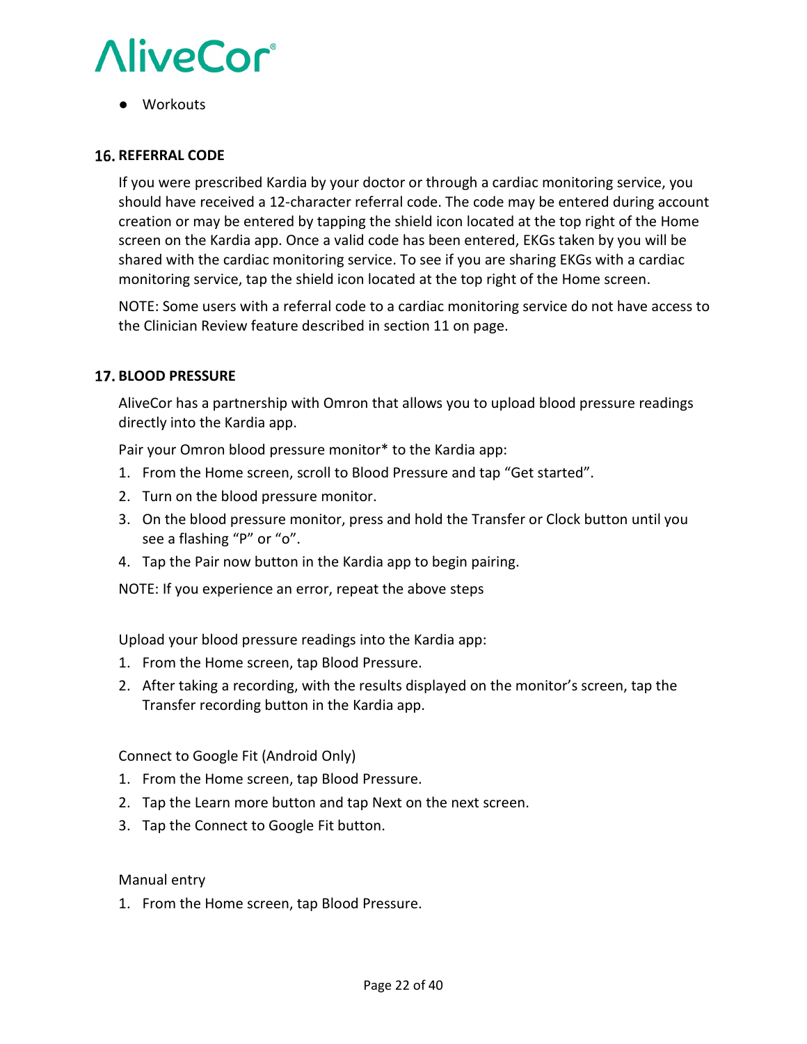- Workouts

## 16. REFERRAL CODE

If you were prescribed Kardia by your doctor or through a cardiac monitoring service, you should have received a 12-character referral code. The code may be entered during account creation or may be entered by tapping the shield icon located at the top right of the Home screen on the Kardia app. Once a valid code has been entered, EKGs taken by you will be shared with the cardiac monitoring service. To see if you are sharing EKGs with a cardiac monitoring service, tap the shield icon located at the top right of the Home screen.

NOTE: Some users with a referral code to a cardiac monitoring service do not have access to the Clinician Review feature described in section 11 on page.

## 17. BLOOD PRESSURE

AliveCor has a partnership with Omron that allows you to upload blood pressure readings directly into the Kardia app.

Pair your Omron blood pressure monitor* to the Kardia app:

1. From the Home screen, scroll to Blood Pressure and tap “Get started”.
2. Turn on the blood pressure monitor.
3. On the blood pressure monitor, press and hold the Transfer or Clock button until you see a flashing “P” or “o”.
4. Tap the Pair now button in the Kardia app to begin pairing.

NOTE: If you experience an error, repeat the above steps

Upload your blood pressure readings into the Kardia app:

1. From the Home screen, tap Blood Pressure.
2. After taking a recording, with the results displayed on the monitor’s screen, tap the Transfer recording button in the Kardia app.

Connect to Google Fit (Android Only)

1. From the Home screen, tap Blood Pressure.
2. Tap the Learn more button and tap Next on the next screen.
3. Tap the Connect to Google Fit button.

Manual entry

1. From the Home screen, tap Blood Pressure.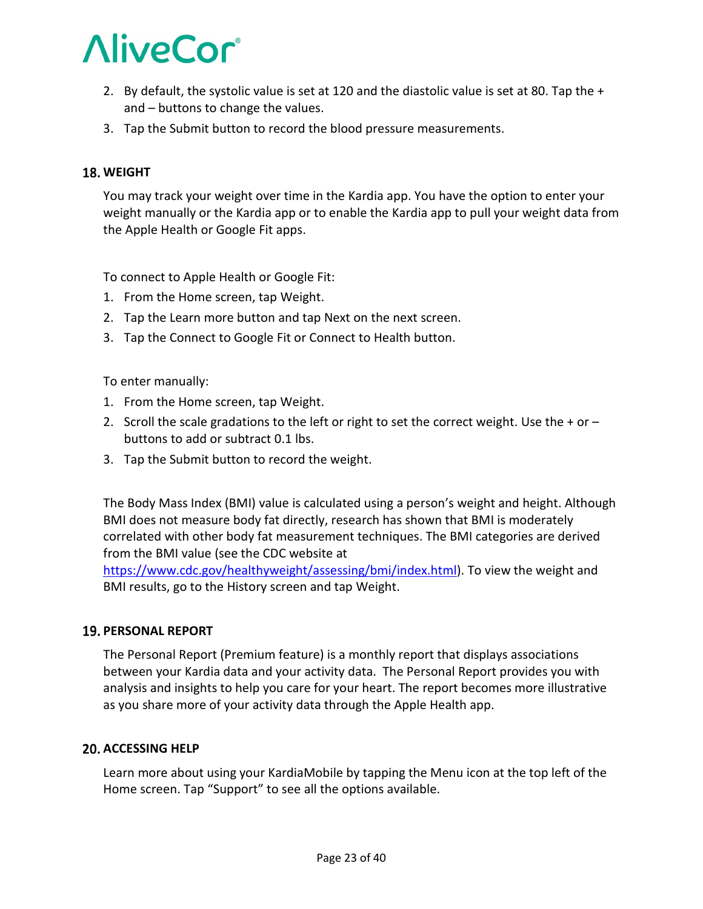2. By default, the systolic value is set at 120 and the diastolic value is set at 80. Tap the + and – buttons to change the values.
3. Tap the Submit button to record the blood pressure measurements.

## 18. WEIGHT

You may track your weight over time in the Kardia app. You have the option to enter your weight manually or the Kardia app or to enable the Kardia app to pull your weight data from the Apple Health or Google Fit apps.

To connect to Apple Health or Google Fit:

1. From the Home screen, tap Weight.
2. Tap the Learn more button and tap Next on the next screen.
3. Tap the Connect to Google Fit or Connect to Health button.

To enter manually:

1. From the Home screen, tap Weight.
2. Scroll the scale gradations to the left or right to set the correct weight. Use the + or – buttons to add or subtract 0.1 lbs.
3. Tap the Submit button to record the weight.

The Body Mass Index (BMI) value is calculated using a person's weight and height. Although BMI does not measure body fat directly, research has shown that BMI is moderately correlated with other body fat measurement techniques. The BMI categories are derived from the BMI value (see the CDC website at https://www.cdc.gov/healthyweight/assessing/bmi/index.html). To view the weight and BMI results, go to the History screen and tap Weight.

## 19. PERSONAL REPORT

The Personal Report (Premium feature) is a monthly report that displays associations between your Kardia data and your activity data. The Personal Report provides you with analysis and insights to help you care for your heart. The report becomes more illustrative as you share more of your activity data through the Apple Health app.

## 20. ACCESSING HELP

Learn more about using your KardiaMobile by tapping the Menu icon at the top left of the Home screen. Tap "Support" to see all the options available.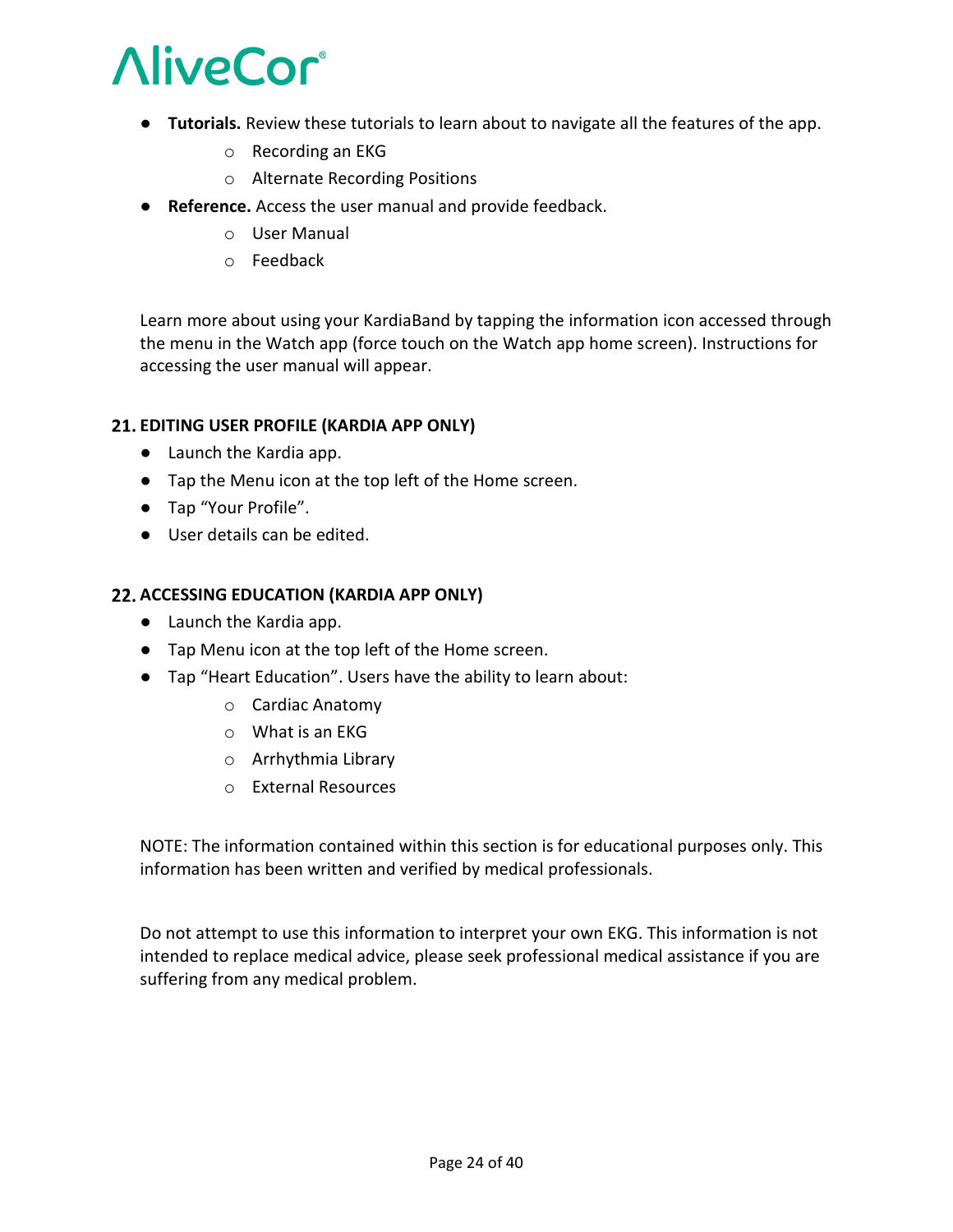- **Tutorials.** Review these tutorials to learn about to navigate all the features of the app.
  - Recording an EKG
  - Alternate Recording Positions
- **Reference.** Access the user manual and provide feedback.
  - User Manual
  - Feedback

Learn more about using your KardiaBand by tapping the information icon accessed through the menu in the Watch app (force touch on the Watch app home screen). Instructions for accessing the user manual will appear.

## 21. EDITING USER PROFILE (KARDIA APP ONLY)

- Launch the Kardia app.
- Tap the Menu icon at the top left of the Home screen.
- Tap "Your Profile".
- User details can be edited.

## 22. ACCESSING EDUCATION (KARDIA APP ONLY)

- Launch the Kardia app.
- Tap Menu icon at the top left of the Home screen.
- Tap "Heart Education". Users have the ability to learn about:
  - Cardiac Anatomy
  - What is an EKG
  - Arrhythmia Library
  - External Resources

NOTE: The information contained within this section is for educational purposes only. This information has been written and verified by medical professionals.

Do not attempt to use this information to interpret your own EKG. This information is not intended to replace medical advice, please seek professional medical assistance if you are suffering from any medical problem.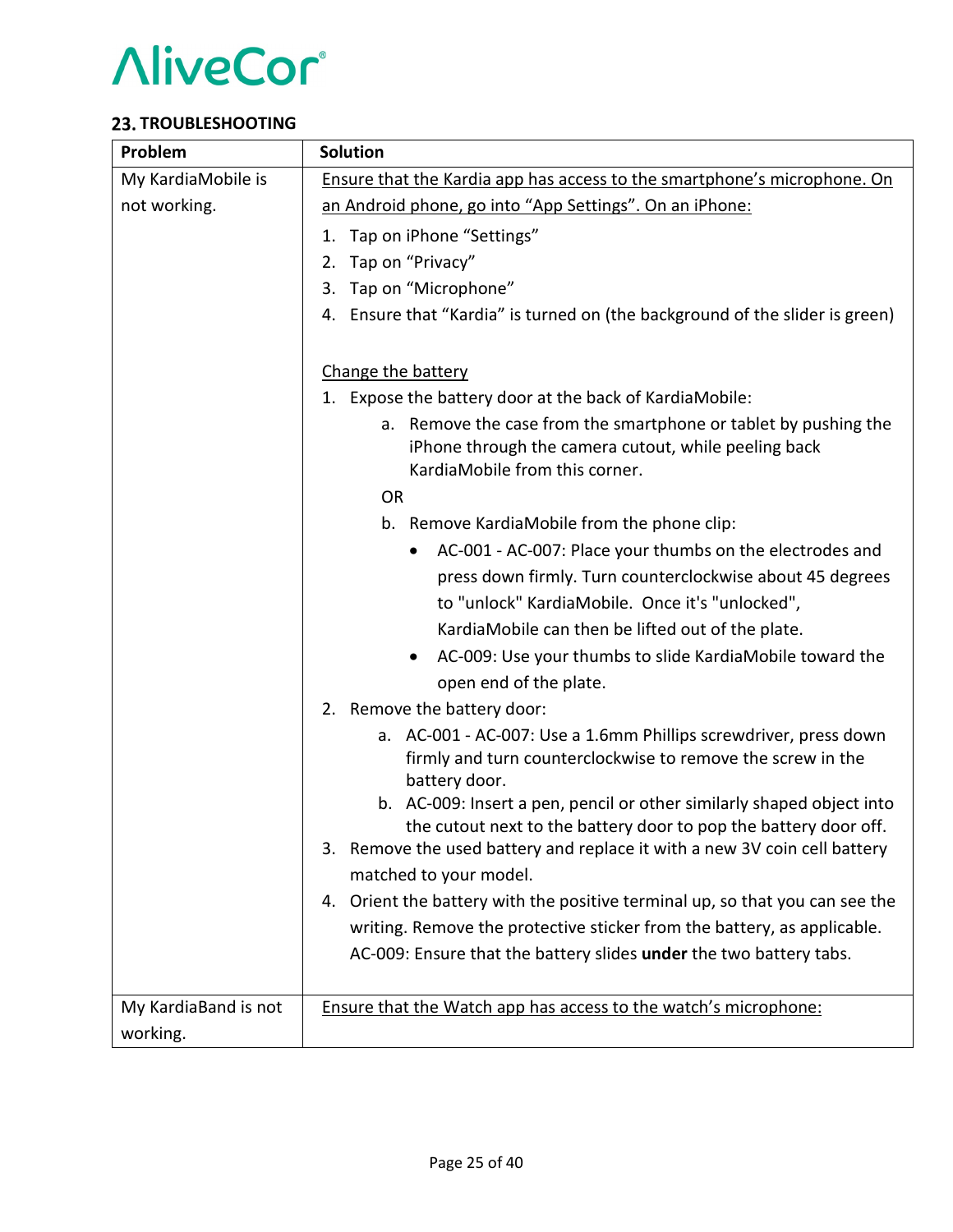## 23. TROUBLESHOOTING

| Problem | Solution |
|---|---|
| My KardiaMobile is not working. | Ensure that the Kardia app has access to the smartphone's microphone. On an Android phone, go into "App Settings". On an iPhone:<br>1. Tap on iPhone "Settings"<br>2. Tap on "Privacy"<br>3. Tap on "Microphone"<br>4. Ensure that "Kardia" is turned on (the background of the slider is green)<br><br>Change the battery<br>1. Expose the battery door at the back of KardiaMobile:<br>a. Remove the case from the smartphone or tablet by pushing the iPhone through the camera cutout, while peeling back KardiaMobile from this corner.<br>OR<br>b. Remove KardiaMobile from the phone clip:<br>• AC-001 - AC-007: Place your thumbs on the electrodes and press down firmly. Turn counterclockwise about 45 degrees to "unlock" KardiaMobile. Once it's "unlocked", KardiaMobile can then be lifted out of the plate.<br>• AC-009: Use your thumbs to slide KardiaMobile toward the open end of the plate.<br>2. Remove the battery door:<br>a. AC-001 - AC-007: Use a 1.6mm Phillips screwdriver, press down firmly and turn counterclockwise to remove the screw in the battery door.<br>b. AC-009: Insert a pen, pencil or other similarly shaped object into the cutout next to the battery door to pop the battery door off.<br>3. Remove the used battery and replace it with a new 3V coin cell battery matched to your model.<br>4. Orient the battery with the positive terminal up, so that you can see the writing. Remove the protective sticker from the battery, as applicable. AC-009: Ensure that the battery slides **under** the two battery tabs. |
| My KardiaBand is not working. | Ensure that the Watch app has access to the watch's microphone: |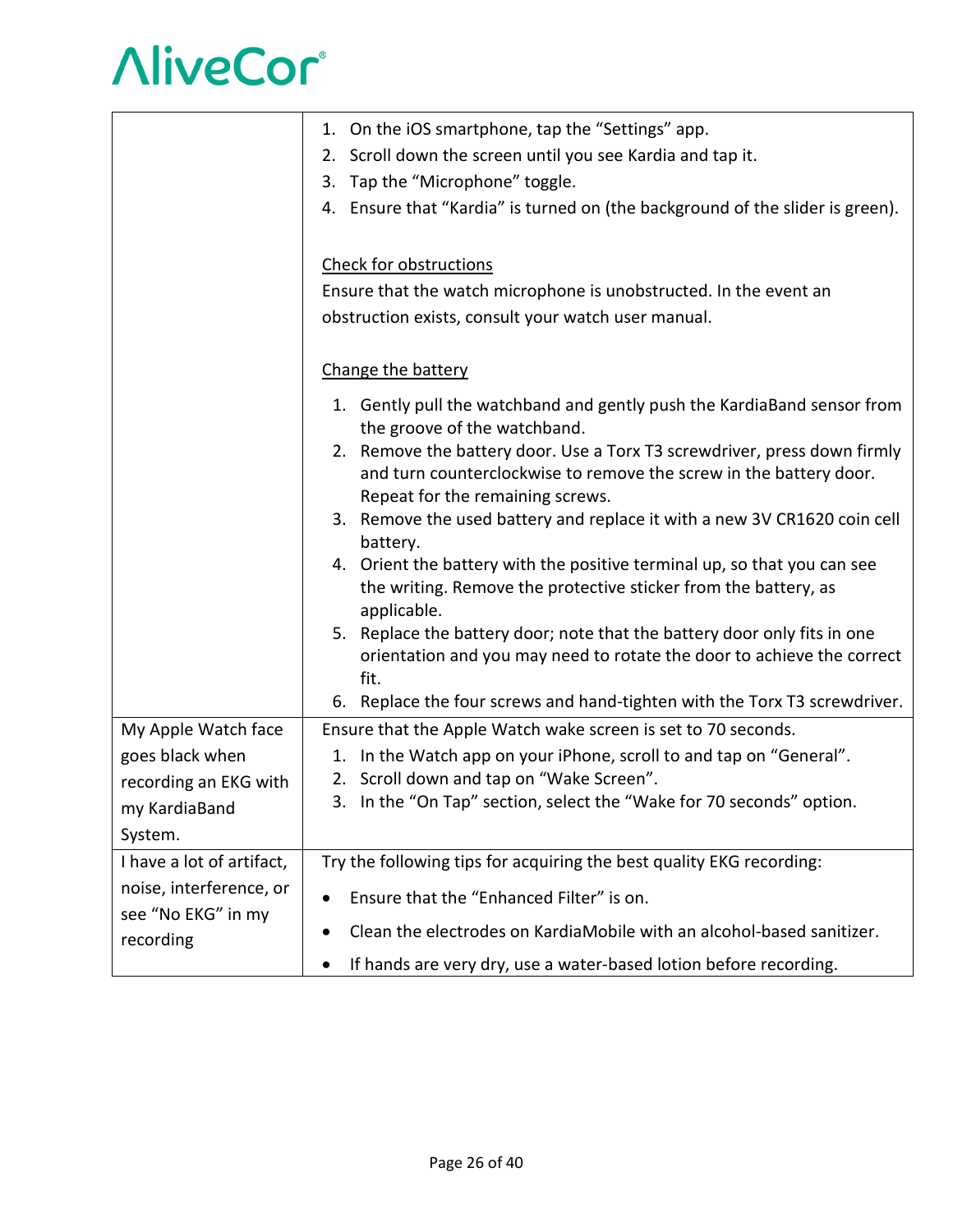| | |
|---|---|
| | 1. On the iOS smartphone, tap the "Settings" app.<br>2. Scroll down the screen until you see Kardia and tap it.<br>3. Tap the "Microphone" toggle.<br>4. Ensure that "Kardia" is turned on (the background of the slider is green).<br><br><u>Check for obstructions</u><br>Ensure that the watch microphone is unobstructed. In the event an obstruction exists, consult your watch user manual.<br><br><u>Change the battery</u><br>1. Gently pull the watchband and gently push the KardiaBand sensor from the groove of the watchband.<br>2. Remove the battery door. Use a Torx T3 screwdriver, press down firmly and turn counterclockwise to remove the screw in the battery door. Repeat for the remaining screws.<br>3. Remove the used battery and replace it with a new 3V CR1620 coin cell battery.<br>4. Orient the battery with the positive terminal up, so that you can see the writing. Remove the protective sticker from the battery, as applicable.<br>5. Replace the battery door; note that the battery door only fits in one orientation and you may need to rotate the door to achieve the correct fit.<br>6. Replace the four screws and hand-tighten with the Torx T3 screwdriver. |
| My Apple Watch face goes black when recording an EKG with my KardiaBand System. | Ensure that the Apple Watch wake screen is set to 70 seconds.<br>1. In the Watch app on your iPhone, scroll to and tap on "General".<br>2. Scroll down and tap on "Wake Screen".<br>3. In the "On Tap" section, select the "Wake for 70 seconds" option. |
| I have a lot of artifact, noise, interference, or see "No EKG" in my recording | Try the following tips for acquiring the best quality EKG recording:<br>• Ensure that the "Enhanced Filter" is on.<br>• Clean the electrodes on KardiaMobile with an alcohol-based sanitizer.<br>• If hands are very dry, use a water-based lotion before recording. |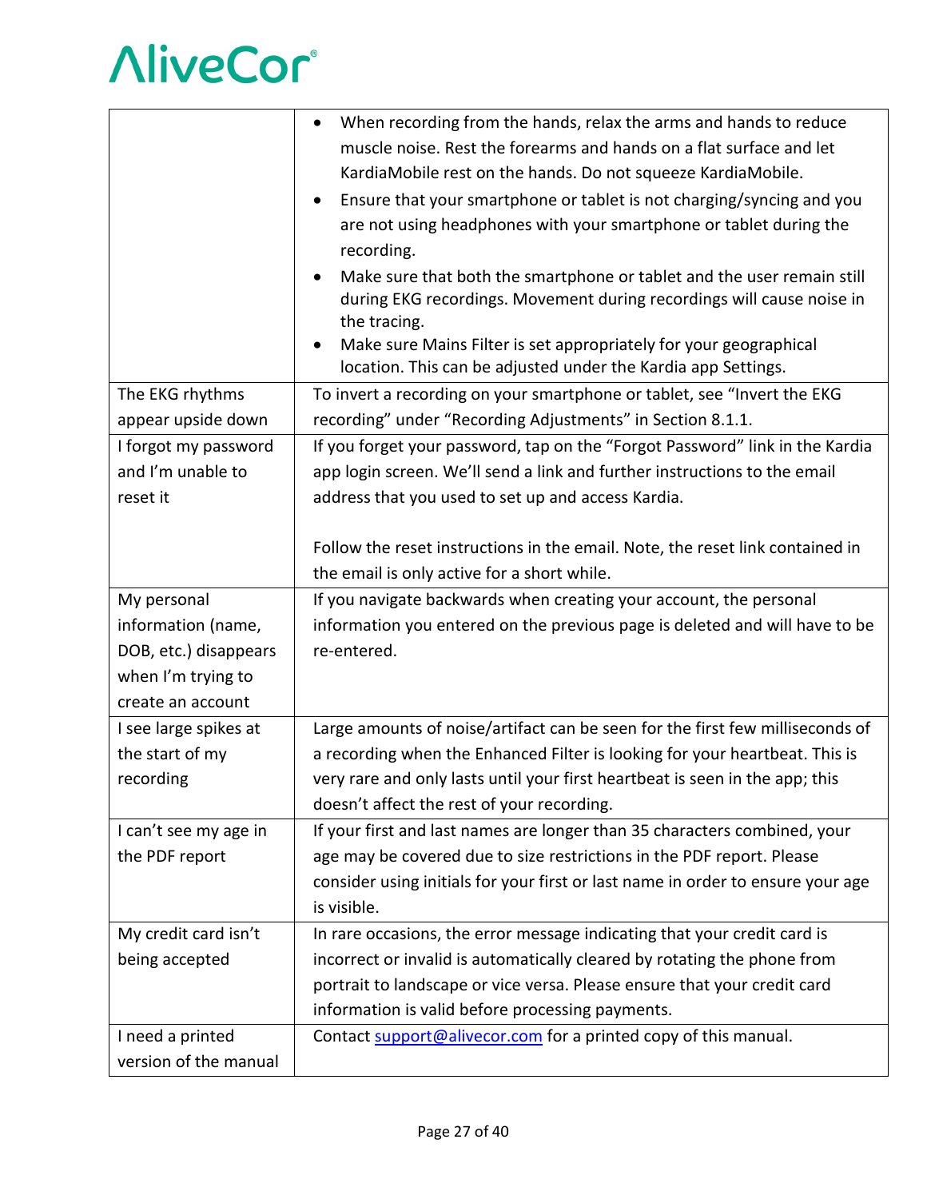| | |
|---|---|
| | • When recording from the hands, relax the arms and hands to reduce muscle noise. Rest the forearms and hands on a flat surface and let KardiaMobile rest on the hands. Do not squeeze KardiaMobile.<br>• Ensure that your smartphone or tablet is not charging/syncing and you are not using headphones with your smartphone or tablet during the recording.<br>• Make sure that both the smartphone or tablet and the user remain still during EKG recordings. Movement during recordings will cause noise in the tracing.<br>• Make sure Mains Filter is set appropriately for your geographical location. This can be adjusted under the Kardia app Settings. |
| The EKG rhythms appear upside down | To invert a recording on your smartphone or tablet, see "Invert the EKG recording" under "Recording Adjustments" in Section 8.1.1. |
| I forgot my password and I'm unable to reset it | If you forget your password, tap on the "Forgot Password" link in the Kardia app login screen. We'll send a link and further instructions to the email address that you used to set up and access Kardia.<br><br>Follow the reset instructions in the email. Note, the reset link contained in the email is only active for a short while. |
| My personal information (name, DOB, etc.) disappears when I'm trying to create an account | If you navigate backwards when creating your account, the personal information you entered on the previous page is deleted and will have to be re-entered. |
| I see large spikes at the start of my recording | Large amounts of noise/artifact can be seen for the first few milliseconds of a recording when the Enhanced Filter is looking for your heartbeat. This is very rare and only lasts until your first heartbeat is seen in the app; this doesn't affect the rest of your recording. |
| I can't see my age in the PDF report | If your first and last names are longer than 35 characters combined, your age may be covered due to size restrictions in the PDF report. Please consider using initials for your first or last name in order to ensure your age is visible. |
| My credit card isn't being accepted | In rare occasions, the error message indicating that your credit card is incorrect or invalid is automatically cleared by rotating the phone from portrait to landscape or vice versa. Please ensure that your credit card information is valid before processing payments. |
| I need a printed version of the manual | Contact support@alivecor.com for a printed copy of this manual. |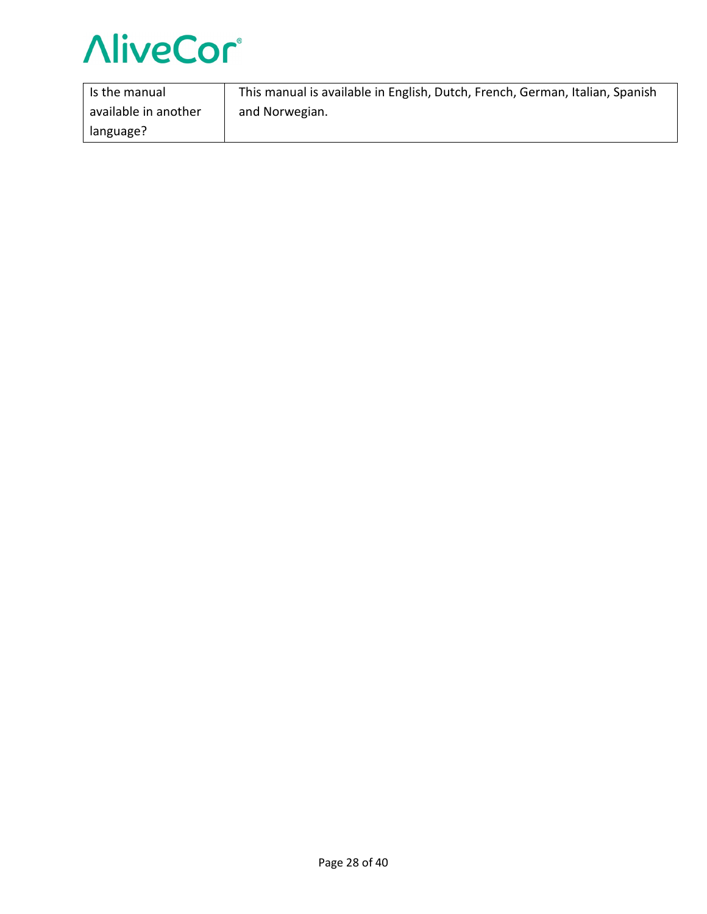| | |
|---|---|
| Is the manual available in another language? | This manual is available in English, Dutch, French, German, Italian, Spanish and Norwegian. |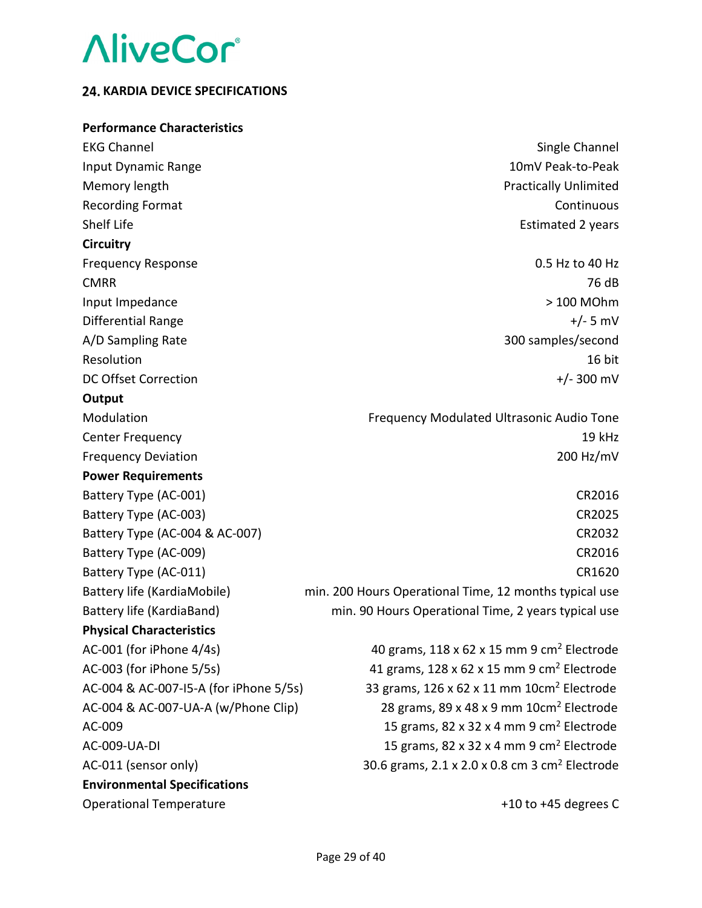## 24. KARDIA DEVICE SPECIFICATIONS

| | |
|---|---|
| **Performance Characteristics** | |
| EKG Channel | Single Channel |
| Input Dynamic Range | 10mV Peak-to-Peak |
| Memory length | Practically Unlimited |
| Recording Format | Continuous |
| Shelf Life | Estimated 2 years |
| **Circuitry** | |
| Frequency Response | 0.5 Hz to 40 Hz |
| CMRR | 76 dB |
| Input Impedance | > 100 MOhm |
| Differential Range | +/- 5 mV |
| A/D Sampling Rate | 300 samples/second |
| Resolution | 16 bit |
| DC Offset Correction | +/- 300 mV |
| **Output** | |
| Modulation | Frequency Modulated Ultrasonic Audio Tone |
| Center Frequency | 19 kHz |
| Frequency Deviation | 200 Hz/mV |
| **Power Requirements** | |
| Battery Type (AC-001) | CR2016 |
| Battery Type (AC-003) | CR2025 |
| Battery Type (AC-004 & AC-007) | CR2032 |
| Battery Type (AC-009) | CR2016 |
| Battery Type (AC-011) | CR1620 |
| Battery life (KardiaMobile) | min. 200 Hours Operational Time, 12 months typical use |
| Battery life (KardiaBand) | min. 90 Hours Operational Time, 2 years typical use |
| **Physical Characteristics** | |
| AC-001 (for iPhone 4/4s) | 40 grams, 118 x 62 x 15 mm 9 $cm^2$ Electrode |
| AC-003 (for iPhone 5/5s) | 41 grams, 128 x 62 x 15 mm 9 $cm^2$ Electrode |
| AC-004 & AC-007-I5-A (for iPhone 5/5s) | 33 grams, 126 x 62 x 11 mm 10$cm^2$ Electrode |
| AC-004 & AC-007-UA-A (w/Phone Clip) | 28 grams, 89 x 48 x 9 mm 10$cm^2$ Electrode |
| AC-009 | 15 grams, 82 x 32 x 4 mm 9 $cm^2$ Electrode |
| AC-009-UA-DI | 15 grams, 82 x 32 x 4 mm 9 $cm^2$ Electrode |
| AC-011 (sensor only) | 30.6 grams, 2.1 x 2.0 x 0.8 cm 3 $cm^2$ Electrode |
| **Environmental Specifications** | |
| Operational Temperature | +10 to +45 degrees C |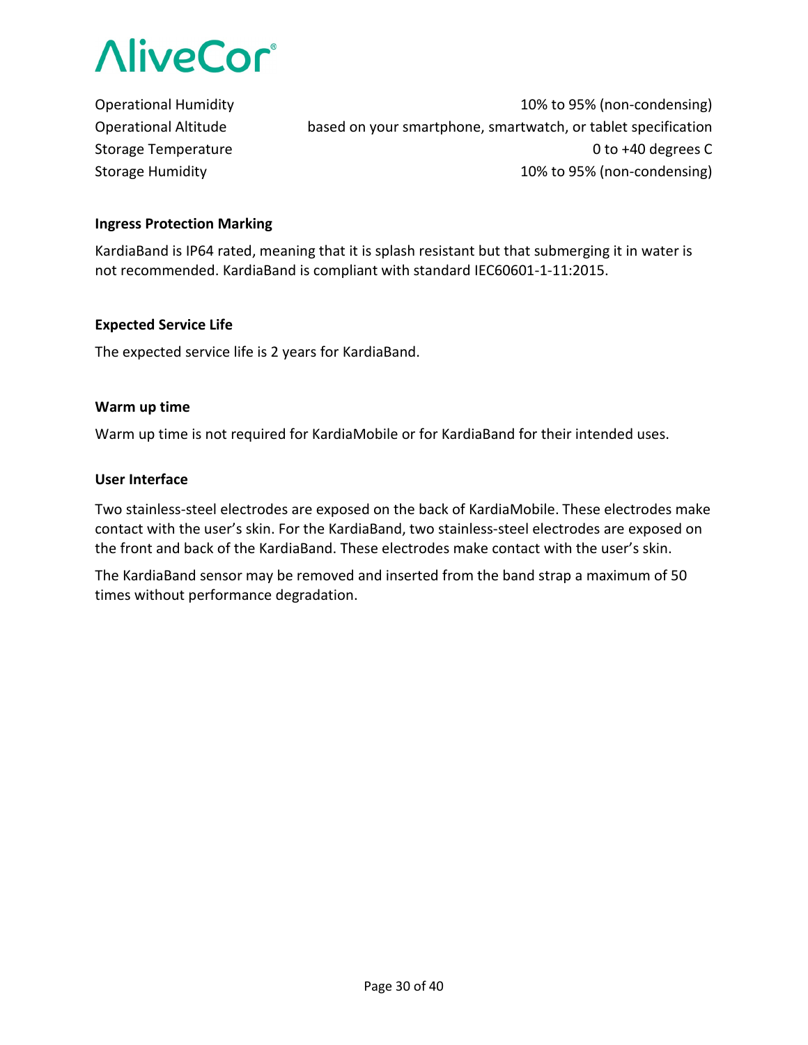| | |
|---|---|
| Operational Humidity | 10% to 95% (non-condensing) |
| Operational Altitude | based on your smartphone, smartwatch, or tablet specification |
| Storage Temperature | 0 to +40 degrees C |
| Storage Humidity | 10% to 95% (non-condensing) |

**Ingress Protection Marking**

KardiaBand is IP64 rated, meaning that it is splash resistant but that submerging it in water is not recommended. KardiaBand is compliant with standard IEC60601-1-11:2015.

**Expected Service Life**

The expected service life is 2 years for KardiaBand.

**Warm up time**

Warm up time is not required for KardiaMobile or for KardiaBand for their intended uses.

**User Interface**

Two stainless-steel electrodes are exposed on the back of KardiaMobile. These electrodes make contact with the user's skin. For the KardiaBand, two stainless-steel electrodes are exposed on the front and back of the KardiaBand. These electrodes make contact with the user's skin.

The KardiaBand sensor may be removed and inserted from the band strap a maximum of 50 times without performance degradation.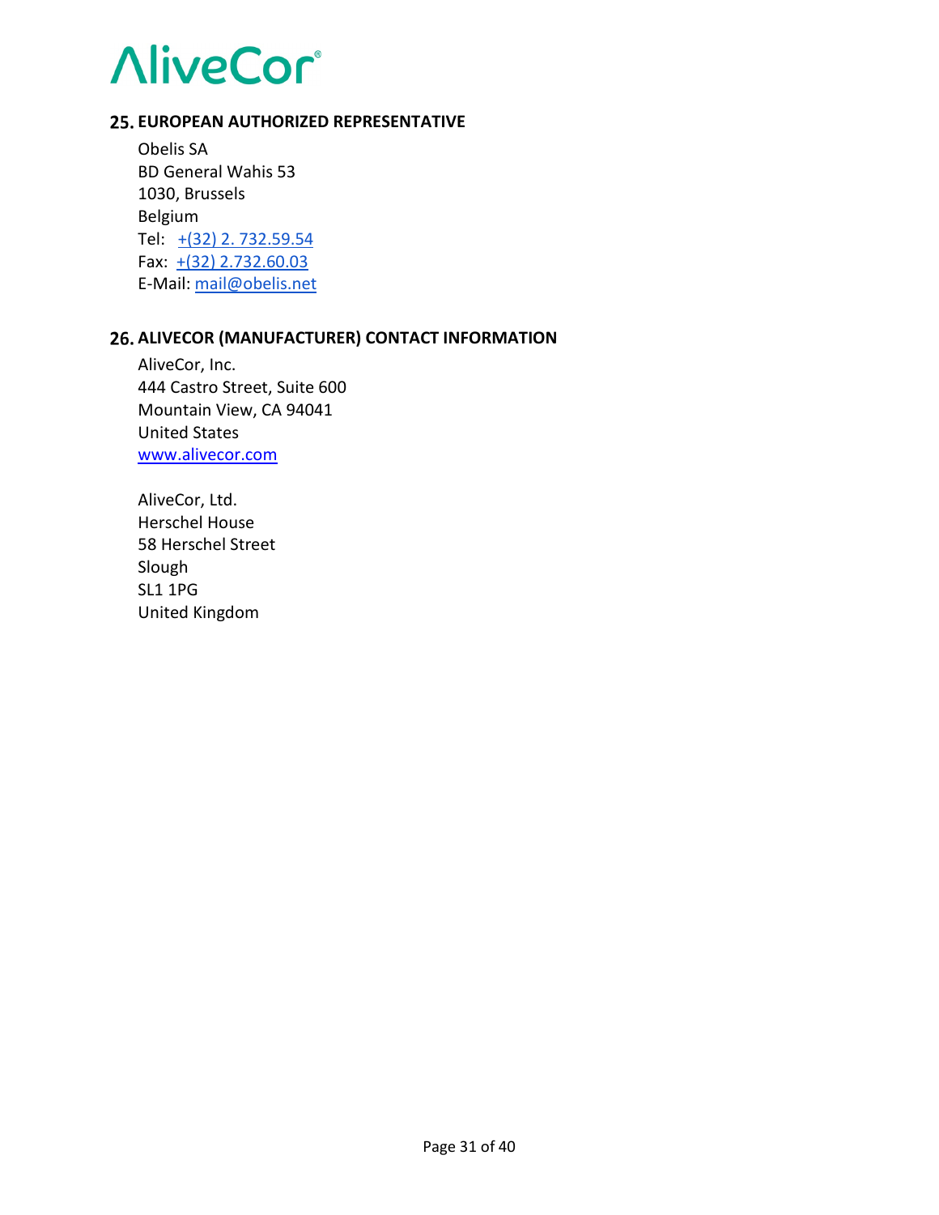## 25. EUROPEAN AUTHORIZED REPRESENTATIVE

Obelis SA
BD General Wahis 53
1030, Brussels
Belgium
Tel: +(32) 2. 732.59.54
Fax: +(32) 2.732.60.03
E-Mail: mail@obelis.net

## 26. ALIVECOR (MANUFACTURER) CONTACT INFORMATION

AliveCor, Inc.
444 Castro Street, Suite 600
Mountain View, CA 94041
United States
www.alivecor.com

AliveCor, Ltd.
Herschel House
58 Herschel Street
Slough
SL1 1PG
United Kingdom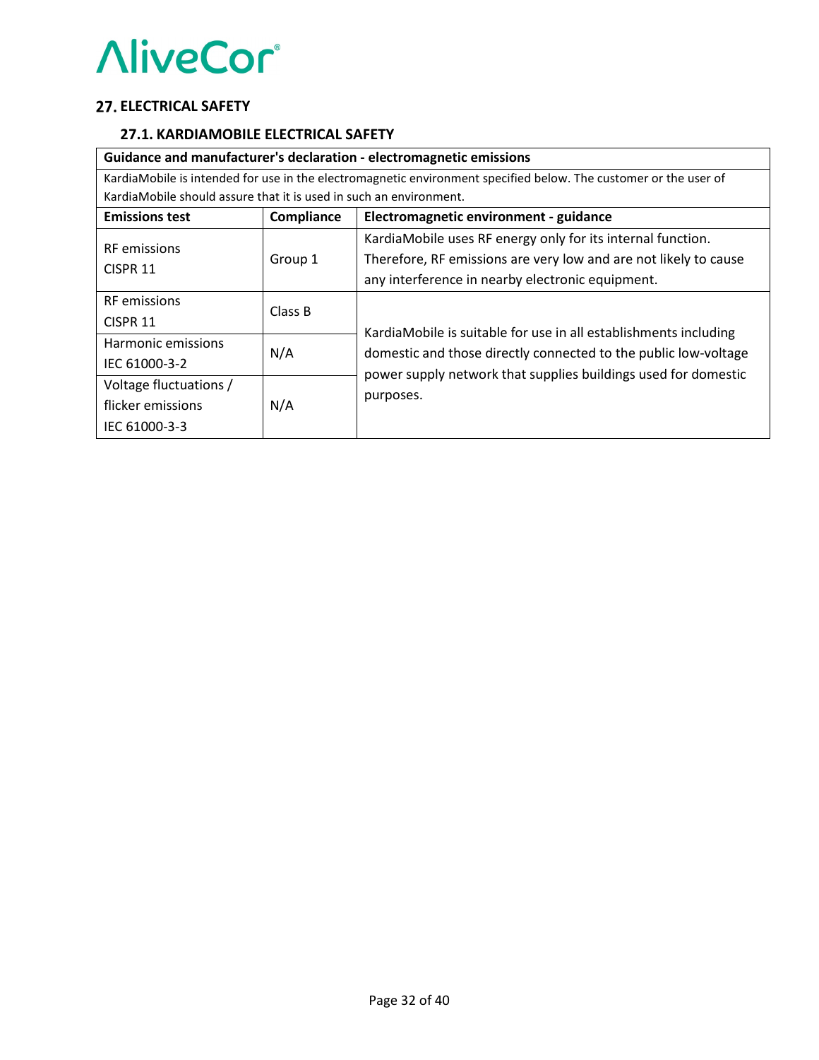## 27. ELECTRICAL SAFETY

### 27.1. KARDIAMOBILE ELECTRICAL SAFETY

| Guidance and manufacturer's declaration - electromagnetic emissions | | |
|---|---|---|
| KardiaMobile is intended for use in the electromagnetic environment specified below. The customer or the user of KardiaMobile should assure that it is used in such an environment. | | |
| **Emissions test** | **Compliance** | **Electromagnetic environment - guidance** |
| RF emissions CISPR 11 | Group 1 | KardiaMobile uses RF energy only for its internal function. Therefore, RF emissions are very low and are not likely to cause any interference in nearby electronic equipment. |
| RF emissions CISPR 11 | Class B | KardiaMobile is suitable for use in all establishments including domestic and those directly connected to the public low-voltage power supply network that supplies buildings used for domestic purposes. |
| Harmonic emissions IEC 61000-3-2 | N/A | |
| Voltage fluctuations / flicker emissions IEC 61000-3-3 | N/A | |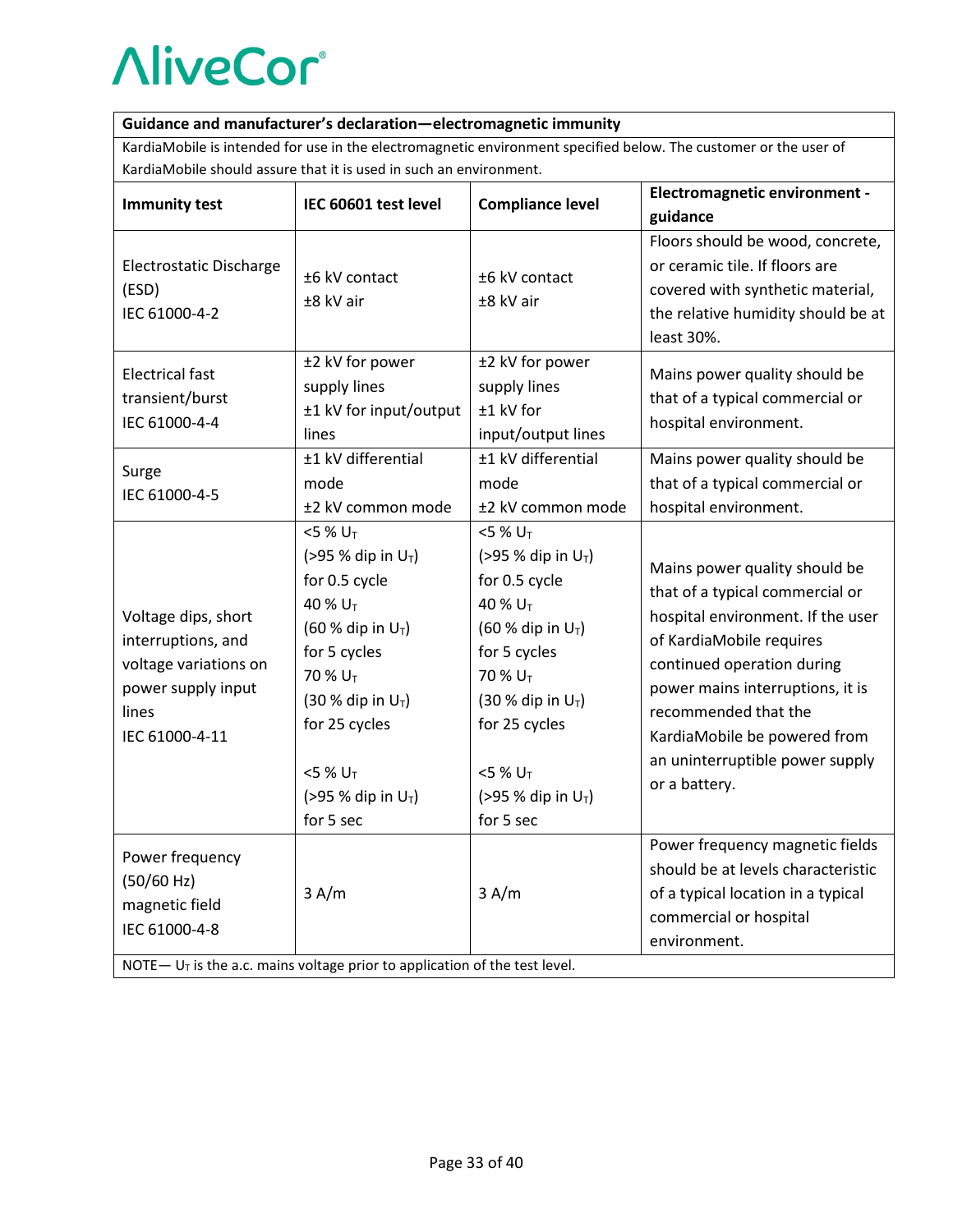AliveCor

| Guidance and manufacturer's declaration—electromagnetic immunity | | | |
|---|---|---|---|
| KardiaMobile is intended for use in the electromagnetic environment specified below. The customer or the user of KardiaMobile should assure that it is used in such an environment. | | | |
| **Immunity test** | **IEC 60601 test level** | **Compliance level** | **Electromagnetic environment - guidance** |
| Electrostatic Discharge (ESD) IEC 61000-4-2 | ±6 kV contact ±8 kV air | ±6 kV contact ±8 kV air | Floors should be wood, concrete, or ceramic tile. If floors are covered with synthetic material, the relative humidity should be at least 30%. |
| Electrical fast transient/burst IEC 61000-4-4 | ±2 kV for power supply lines ±1 kV for input/output lines | ±2 kV for power supply lines ±1 kV for input/output lines | Mains power quality should be that of a typical commercial or hospital environment. |
| Surge IEC 61000-4-5 | ±1 kV differential mode ±2 kV common mode | ±1 kV differential mode ±2 kV common mode | Mains power quality should be that of a typical commercial or hospital environment. |
| Voltage dips, short interruptions, and voltage variations on power supply input lines IEC 61000-4-11 | <5 % $U_T$ (>95 % dip in $U_T$) for 0.5 cycle 40 % $U_T$ (60 % dip in $U_T$) for 5 cycles 70 % $U_T$ (30 % dip in $U_T$) for 25 cycles <5 % $U_T$ (>95 % dip in $U_T$) for 5 sec | <5 % $U_T$ (>95 % dip in $U_T$) for 0.5 cycle 40 % $U_T$ (60 % dip in $U_T$) for 5 cycles 70 % $U_T$ (30 % dip in $U_T$) for 25 cycles <5 % $U_T$ (>95 % dip in $U_T$) for 5 sec | Mains power quality should be that of a typical commercial or hospital environment. If the user of KardiaMobile requires continued operation during power mains interruptions, it is recommended that the KardiaMobile be powered from an uninterruptible power supply or a battery. |
| Power frequency (50/60 Hz) magnetic field IEC 61000-4-8 | 3 A/m | 3 A/m | Power frequency magnetic fields should be at levels characteristic of a typical location in a typical commercial or hospital environment. |
| NOTE— $U_T$ is the a.c. mains voltage prior to application of the test level. | | | |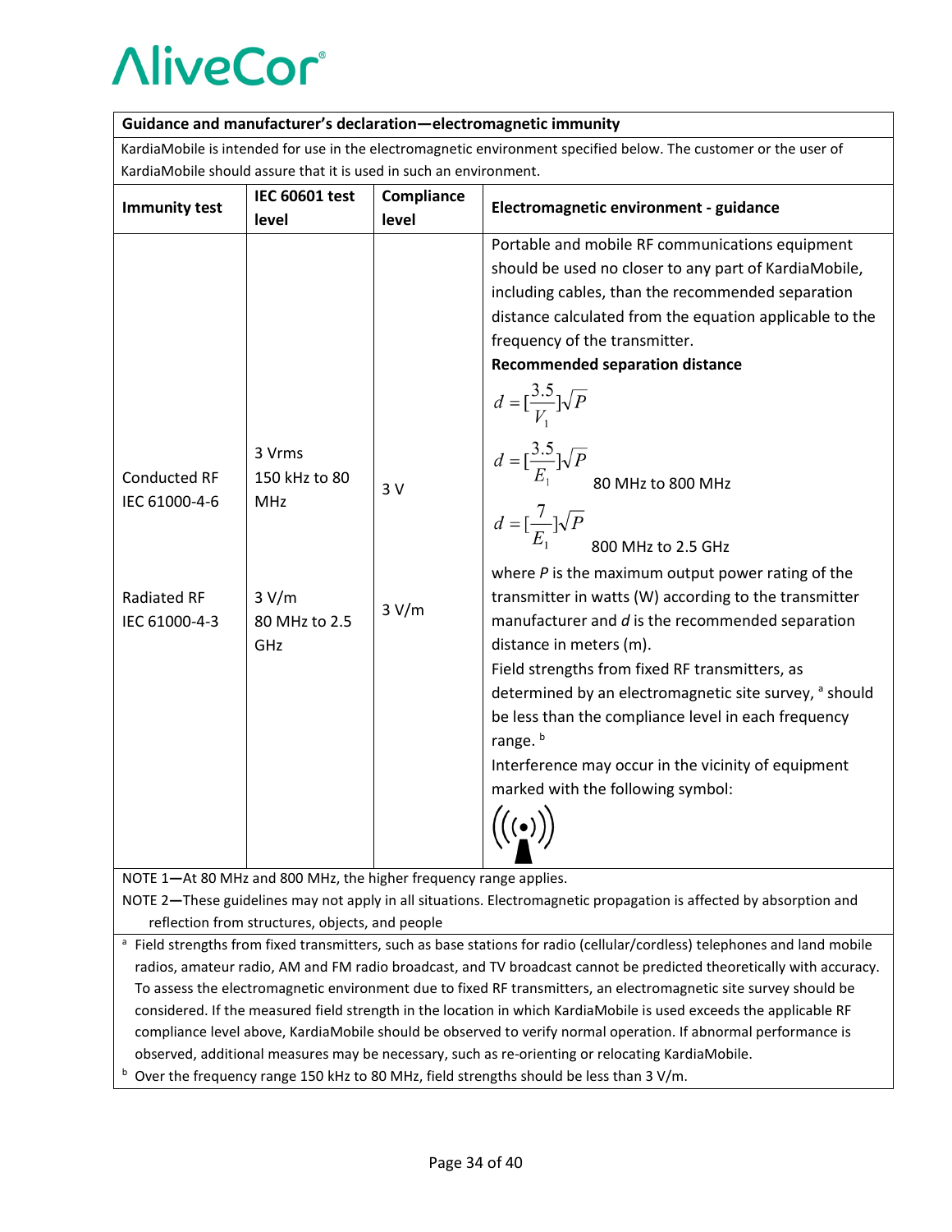| Guidance and manufacturer's declaration—electromagnetic immunity | | | |
|---|---|---|---|
| KardiaMobile is intended for use in the electromagnetic environment specified below. The customer or the user of KardiaMobile should assure that it is used in such an environment. | | | |
| **Immunity test** | **IEC 60601 test level** | **Compliance level** | **Electromagnetic environment - guidance** |
| Conducted RF IEC 61000-4-6<br><br>Radiated RF IEC 61000-4-3 | 3 Vrms 150 kHz to 80 MHz<br><br>3 V/m 80 MHz to 2.5 GHz | 3 V<br><br>3 V/m | Portable and mobile RF communications equipment should be used no closer to any part of KardiaMobile, including cables, than the recommended separation distance calculated from the equation applicable to the frequency of the transmitter.<br>**Recommended separation distance**<br>$d = [\frac{3.5}{V_1}]\sqrt{P}$<br>$d = [\frac{3.5}{E_1}]\sqrt{P}$ 80 MHz to 800 MHz<br>$d = [\frac{7}{E_1}]\sqrt{P}$ 800 MHz to 2.5 GHz<br>where *P* is the maximum output power rating of the transmitter in watts (W) according to the transmitter manufacturer and *d* is the recommended separation distance in meters (m).<br>Field strengths from fixed RF transmitters, as determined by an electromagnetic site survey, [a] should be less than the compliance level in each frequency range. [b]<br>Interference may occur in the vicinity of equipment marked with the following symbol: |

NOTE 1—At 80 MHz and 800 MHz, the higher frequency range applies.

NOTE 2—These guidelines may not apply in all situations. Electromagnetic propagation is affected by absorption and reflection from structures, objects, and people

[a] Field strengths from fixed transmitters, such as base stations for radio (cellular/cordless) telephones and land mobile radios, amateur radio, AM and FM radio broadcast, and TV broadcast cannot be predicted theoretically with accuracy. To assess the electromagnetic environment due to fixed RF transmitters, an electromagnetic site survey should be considered. If the measured field strength in the location in which KardiaMobile is used exceeds the applicable RF compliance level above, KardiaMobile should be observed to verify normal operation. If abnormal performance is observed, additional measures may be necessary, such as re-orienting or relocating KardiaMobile.

[b] Over the frequency range 150 kHz to 80 MHz, field strengths should be less than 3 V/m.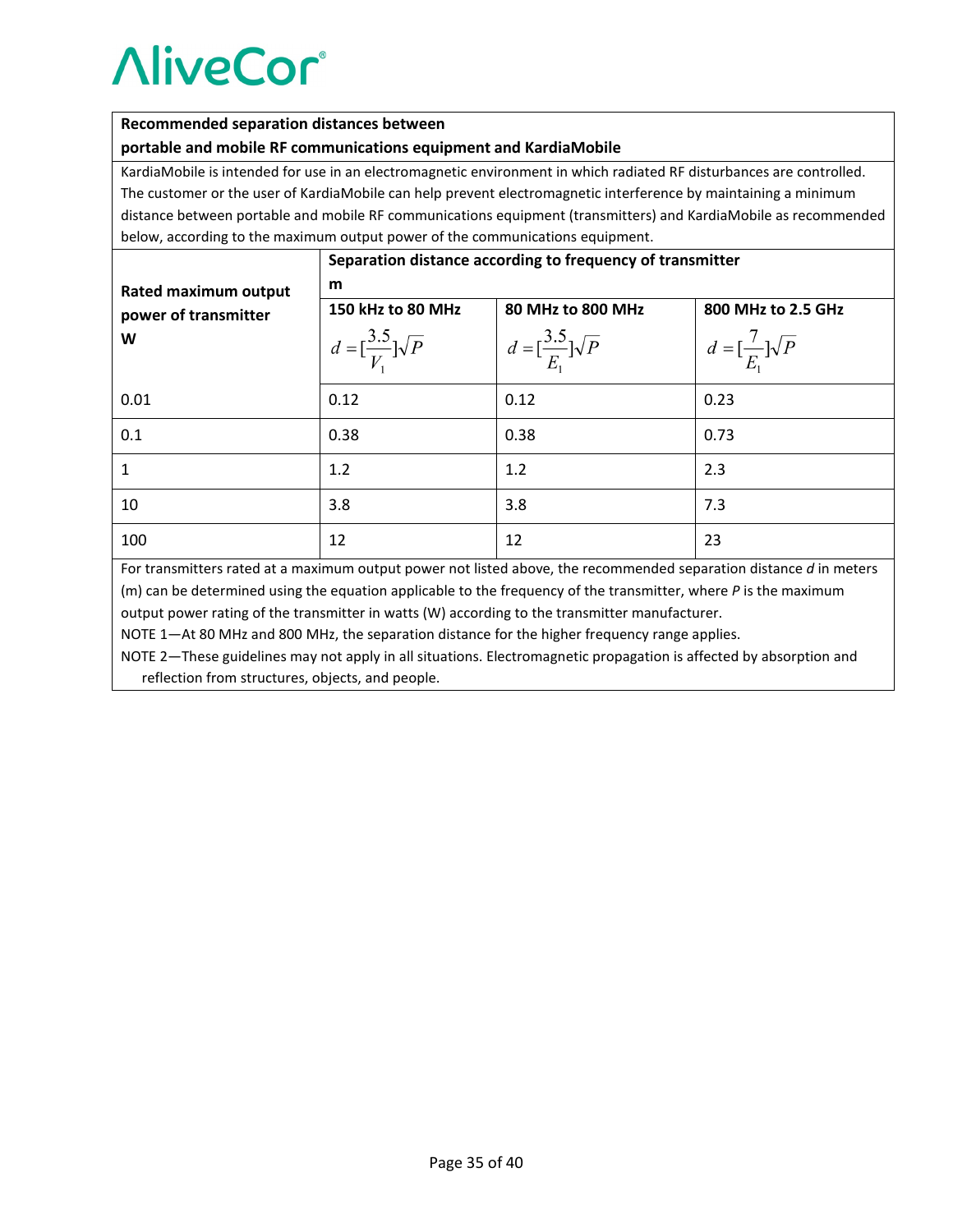| **Recommended separation distances between portable and mobile RF communications equipment and KardiaMobile** | | | |
|---|---|---|---|
| KardiaMobile is intended for use in an electromagnetic environment in which radiated RF disturbances are controlled. The customer or the user of KardiaMobile can help prevent electromagnetic interference by maintaining a minimum distance between portable and mobile RF communications equipment (transmitters) and KardiaMobile as recommended below, according to the maximum output power of the communications equipment. | | | |
| **Rated maximum output power of transmitter W** | **Separation distance according to frequency of transmitter m** | | |
| | **150 kHz to 80 MHz** $d = [\frac{3.5}{V_1}]\sqrt{P}$ | **80 MHz to 800 MHz** $d = [\frac{3.5}{E_1}]\sqrt{P}$ | **800 MHz to 2.5 GHz** $d = [\frac{7}{E_1}]\sqrt{P}$ |
| 0.01 | 0.12 | 0.12 | 0.23 |
| 0.1 | 0.38 | 0.38 | 0.73 |
| 1 | 1.2 | 1.2 | 2.3 |
| 10 | 3.8 | 3.8 | 7.3 |
| 100 | 12 | 12 | 23 |

For transmitters rated at a maximum output power not listed above, the recommended separation distance *d* in meters (m) can be determined using the equation applicable to the frequency of the transmitter, where *P* is the maximum output power rating of the transmitter in watts (W) according to the transmitter manufacturer.

NOTE 1—At 80 MHz and 800 MHz, the separation distance for the higher frequency range applies.

NOTE 2—These guidelines may not apply in all situations. Electromagnetic propagation is affected by absorption and reflection from structures, objects, and people.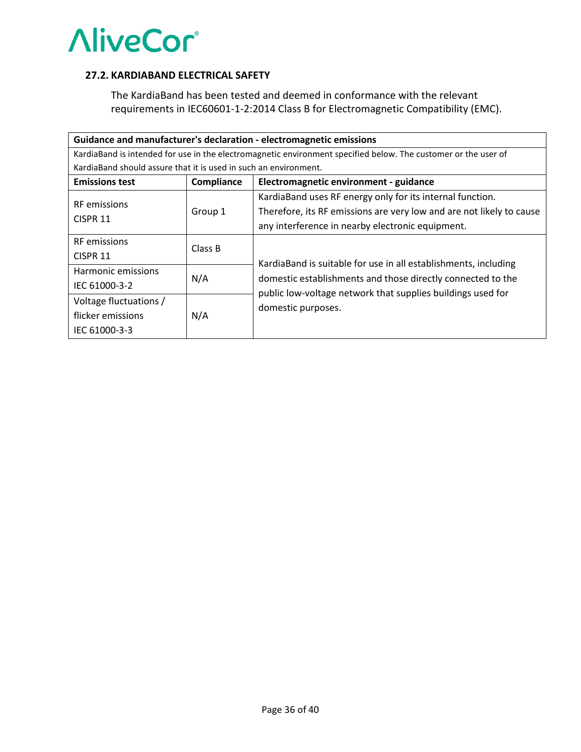### 27.2. KARDIABAND ELECTRICAL SAFETY

The KardiaBand has been tested and deemed in conformance with the relevant requirements in IEC60601-1-2:2014 Class B for Electromagnetic Compatibility (EMC).

| **Guidance and manufacturer's declaration - electromagnetic emissions** | | |
|---|---|---|
| KardiaBand is intended for use in the electromagnetic environment specified below. The customer or the user of KardiaBand should assure that it is used in such an environment. | | |
| **Emissions test** | **Compliance** | **Electromagnetic environment - guidance** |
| RF emissions CISPR 11 | Group 1 | KardiaBand uses RF energy only for its internal function. Therefore, its RF emissions are very low and are not likely to cause any interference in nearby electronic equipment. |
| RF emissions CISPR 11 | Class B | KardiaBand is suitable for use in all establishments, including domestic establishments and those directly connected to the public low-voltage network that supplies buildings used for domestic purposes. |
| Harmonic emissions IEC 61000-3-2 | N/A | |
| Voltage fluctuations / flicker emissions IEC 61000-3-3 | N/A | |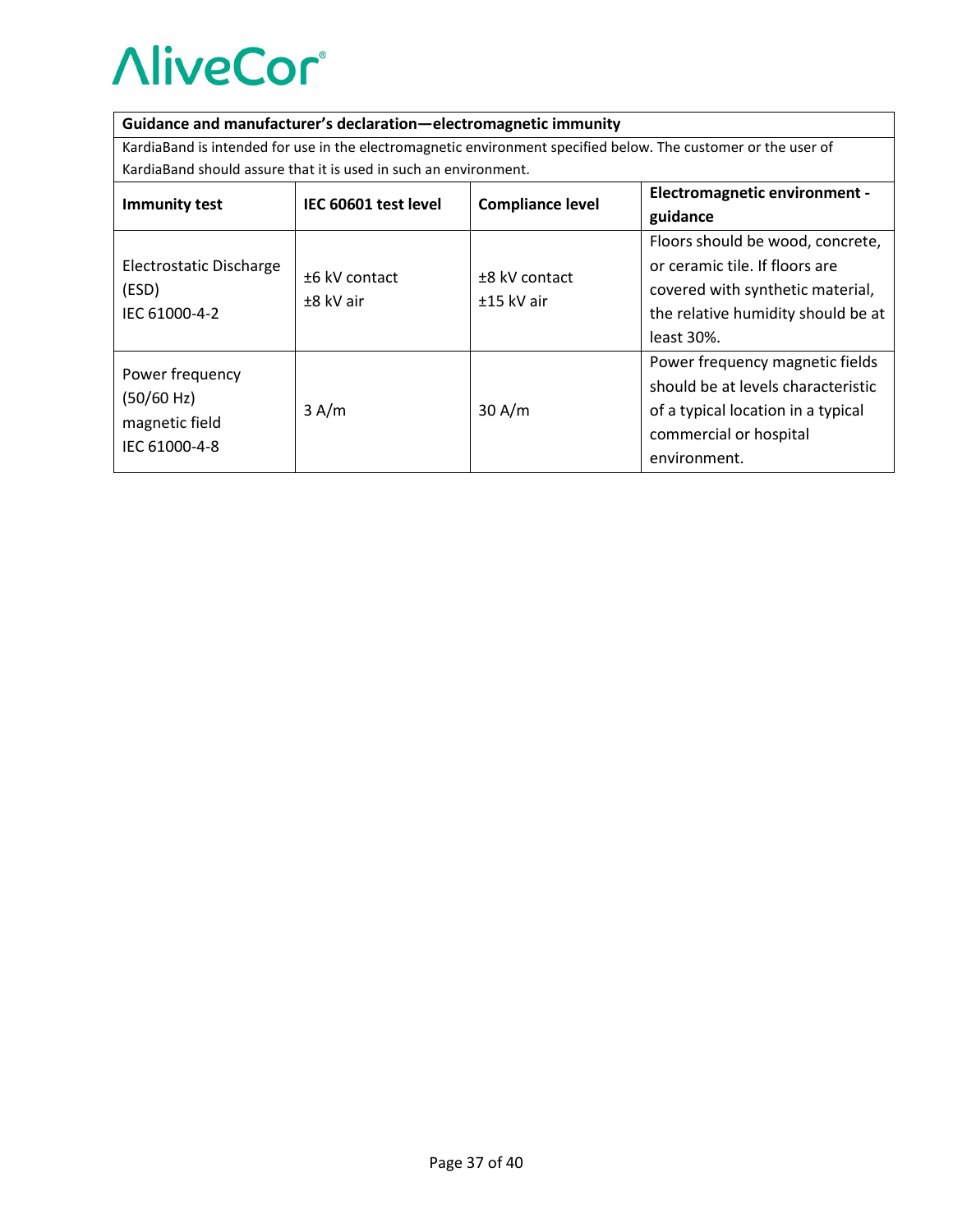| Guidance and manufacturer's declaration—electromagnetic immunity | | | |
|---|---|---|---|
| KardiaBand is intended for use in the electromagnetic environment specified below. The customer or the user of KardiaBand should assure that it is used in such an environment. | | | |
| **Immunity test** | **IEC 60601 test level** | **Compliance level** | **Electromagnetic environment - guidance** |
| Electrostatic Discharge (ESD) IEC 61000-4-2 | ±6 kV contact ±8 kV air | ±8 kV contact ±15 kV air | Floors should be wood, concrete, or ceramic tile. If floors are covered with synthetic material, the relative humidity should be at least 30%. |
| Power frequency (50/60 Hz) magnetic field IEC 61000-4-8 | 3 A/m | 30 A/m | Power frequency magnetic fields should be at levels characteristic of a typical location in a typical commercial or hospital environment. |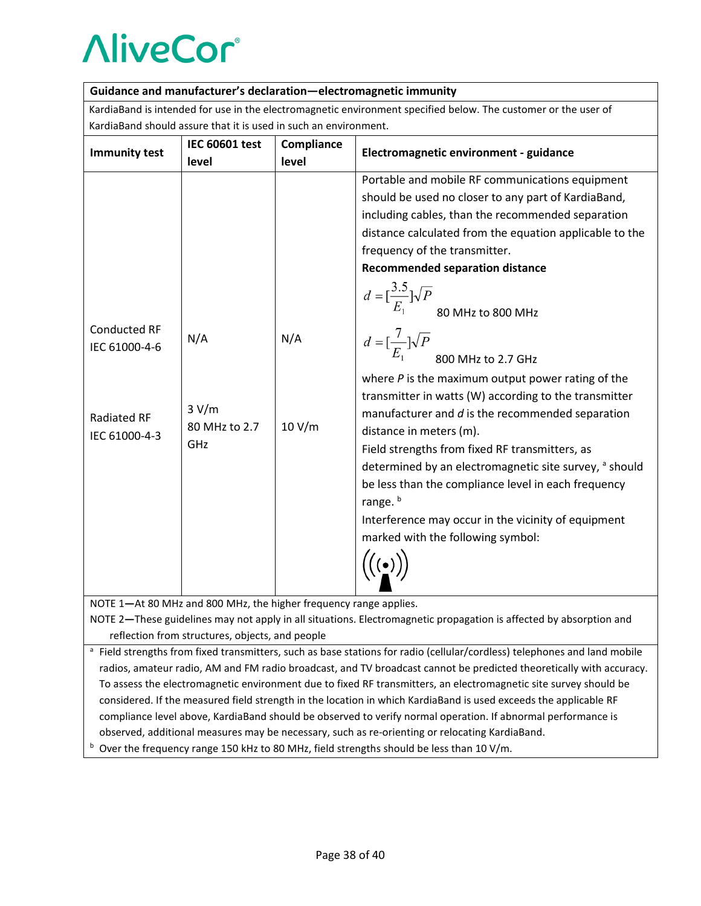| Guidance and manufacturer's declaration—electromagnetic immunity | | | |
|---|---|---|---|
| KardiaBand is intended for use in the electromagnetic environment specified below. The customer or the user of KardiaBand should assure that it is used in such an environment. | | | |
| **Immunity test** | **IEC 60601 test level** | **Compliance level** | **Electromagnetic environment - guidance** |
| Conducted RF IEC 61000-4-6<br><br>Radiated RF IEC 61000-4-3 | N/A<br><br>3 V/m 80 MHz to 2.7 GHz | N/A<br><br>10 V/m | Portable and mobile RF communications equipment should be used no closer to any part of KardiaBand, including cables, than the recommended separation distance calculated from the equation applicable to the frequency of the transmitter.<br>**Recommended separation distance**<br>$d = [\frac{3.5}{E_1}]\sqrt{P}$ 80 MHz to 800 MHz<br>$d = [\frac{7}{E_1}]\sqrt{P}$ 800 MHz to 2.7 GHz<br>where $P$ is the maximum output power rating of the transmitter in watts (W) according to the transmitter manufacturer and $d$ is the recommended separation distance in meters (m).<br>Field strengths from fixed RF transmitters, as determined by an electromagnetic site survey, [a] should be less than the compliance level in each frequency range. [b]<br>Interference may occur in the vicinity of equipment marked with the following symbol: |
| NOTE 1—At 80 MHz and 800 MHz, the higher frequency range applies.<br>NOTE 2—These guidelines may not apply in all situations. Electromagnetic propagation is affected by absorption and reflection from structures, objects, and people | | | |
| [a] Field strengths from fixed transmitters, such as base stations for radio (cellular/cordless) telephones and land mobile radios, amateur radio, AM and FM radio broadcast, and TV broadcast cannot be predicted theoretically with accuracy. To assess the electromagnetic environment due to fixed RF transmitters, an electromagnetic site survey should be considered. If the measured field strength in the location in which KardiaBand is used exceeds the applicable RF compliance level above, KardiaBand should be observed to verify normal operation. If abnormal performance is observed, additional measures may be necessary, such as re-orienting or relocating KardiaBand.<br>[b] Over the frequency range 150 kHz to 80 MHz, field strengths should be less than 10 V/m. | | | |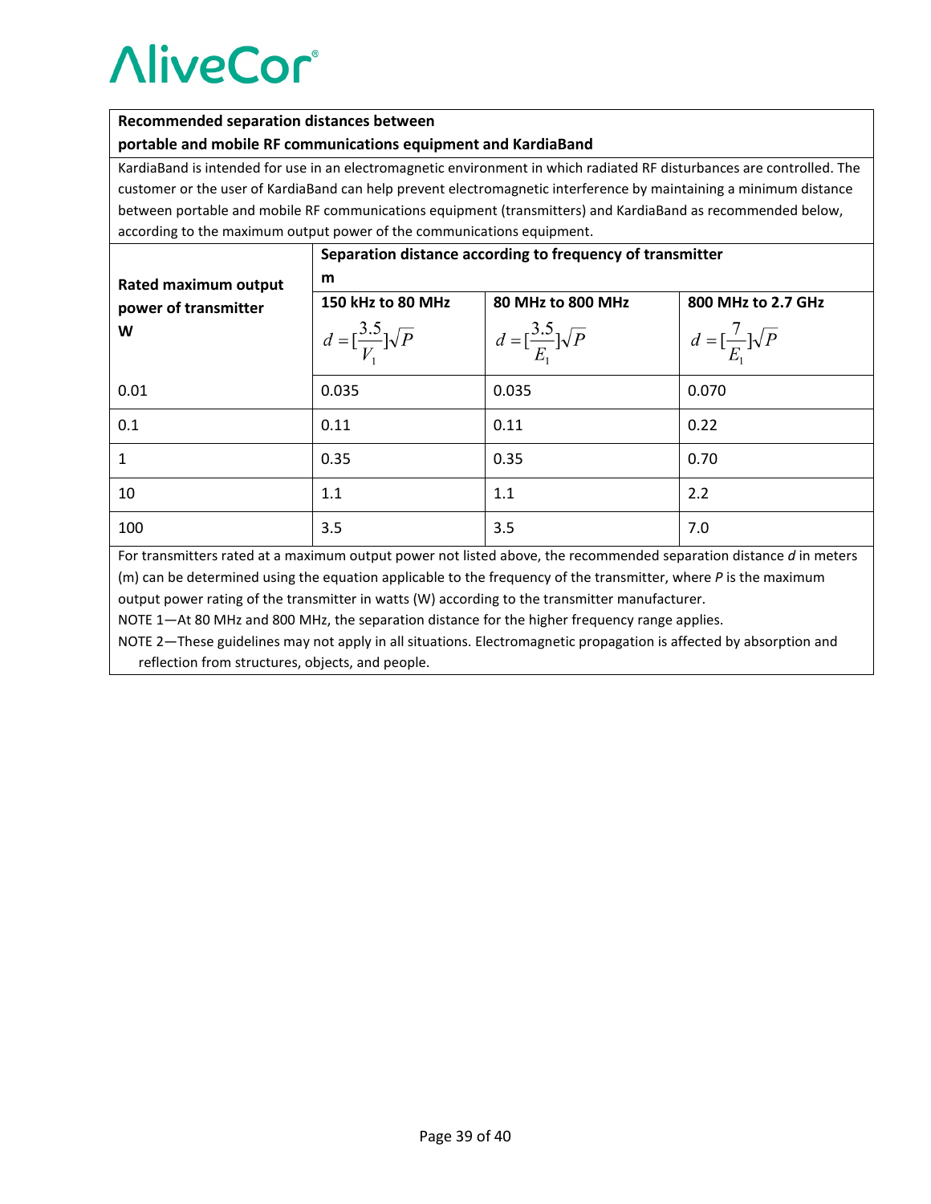| **Recommended separation distances between portable and mobile RF communications equipment and KardiaBand** | | | |
|---|---|---|---|
| KardiaBand is intended for use in an electromagnetic environment in which radiated RF disturbances are controlled. The customer or the user of KardiaBand can help prevent electromagnetic interference by maintaining a minimum distance between portable and mobile RF communications equipment (transmitters) and KardiaBand as recommended below, according to the maximum output power of the communications equipment. | | | |
| **Rated maximum output power of transmitter W** | **Separation distance according to frequency of transmitter m** | | |
| | **150 kHz to 80 MHz** $d = [\frac{3.5}{V_1}]\sqrt{P}$ | **80 MHz to 800 MHz** $d = [\frac{3.5}{E_1}]\sqrt{P}$ | **800 MHz to 2.7 GHz** $d = [\frac{7}{E_1}]\sqrt{P}$ |
| 0.01 | 0.035 | 0.035 | 0.070 |
| 0.1 | 0.11 | 0.11 | 0.22 |
| 1 | 0.35 | 0.35 | 0.70 |
| 10 | 1.1 | 1.1 | 2.2 |
| 100 | 3.5 | 3.5 | 7.0 |

For transmitters rated at a maximum output power not listed above, the recommended separation distance *d* in meters (m) can be determined using the equation applicable to the frequency of the transmitter, where *P* is the maximum output power rating of the transmitter in watts (W) according to the transmitter manufacturer.

NOTE 1—At 80 MHz and 800 MHz, the separation distance for the higher frequency range applies.

NOTE 2—These guidelines may not apply in all situations. Electromagnetic propagation is affected by absorption and reflection from structures, objects, and people.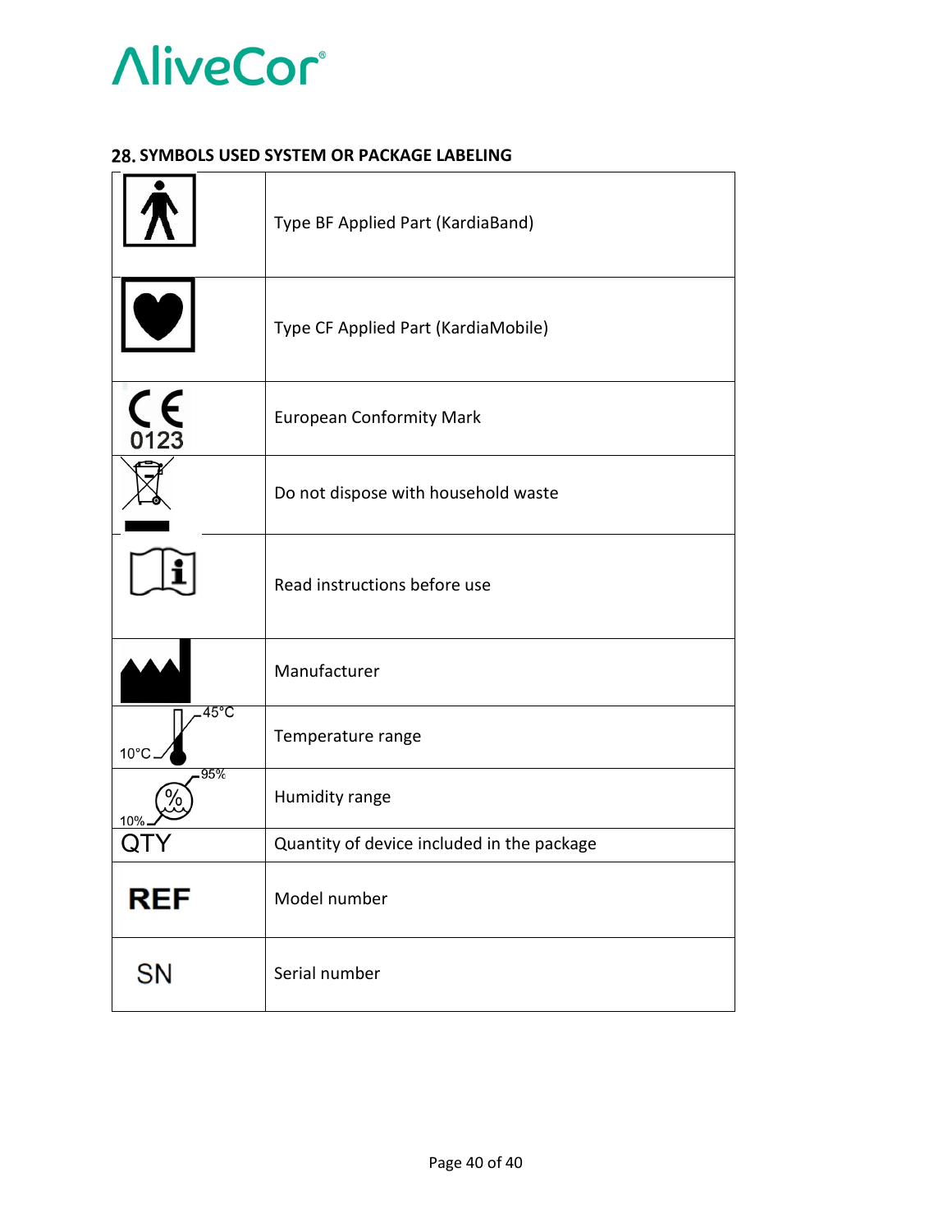## 28. SYMBOLS USED SYSTEM OR PACKAGE LABELING

| | |
|---|---|
| | Type BF Applied Part (KardiaBand) |
| | Type CF Applied Part (KardiaMobile) |
| CE 0123 | European Conformity Mark |
| | Do not dispose with household waste |
| | Read instructions before use |
| | Manufacturer |
| 10°C 45°C | Temperature range |
| 10% 95% | Humidity range |
| QTY | Quantity of device included in the package |
| REF | Model number |
| SN | Serial number |